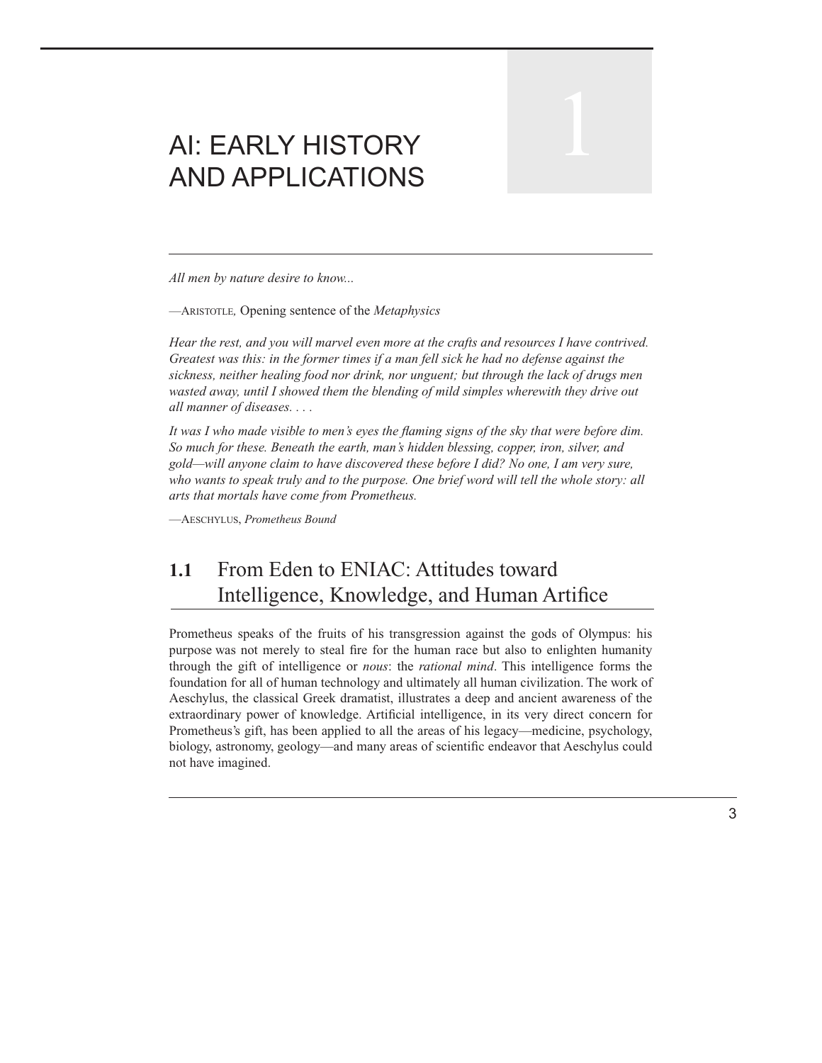# 1 AI: EARLY HISTORY AND APPLICATIONS

*All men by nature desire to know...*

—Aristotle, Opening sentence of the *Metaphysics*

*Hear the rest, and you will marvel even more at the crafts and resources I have contrived. Greatest was this: in the former times if a man fell sick he had no defense against the sickness, neither healing food nor drink, nor unguent; but through the lack of drugs men wasted away, until I showed them the blending of mild simples wherewith they drive out all manner of diseases. . . .*

*It was I who made visible to men's eyes the flaming signs of the sky that were before dim. So much for these. Beneath the earth, man's hidden blessing, copper, iron, silver, and gold—will anyone claim to have discovered these before I did? No one, I am very sure, who wants to speak truly and to the purpose. One brief word will tell the whole story: all arts that mortals have come from Prometheus.*

—Aeschylus, *Prometheus Bound*

## 1.1 From Eden to ENIAC: Attitudes toward Intelligence, Knowledge, and Human Artifice

Prometheus speaks of the fruits of his transgression against the gods of Olympus: his purpose was not merely to steal fire for the human race but also to enlighten humanity through the gift of intelligence or *nous*: the *rational mind*. This intelligence forms the foundation for all of human technology and ultimately all human civilization. The work of Aeschylus, the classical Greek dramatist, illustrates a deep and ancient awareness of the extraordinary power of knowledge. Artificial intelligence, in its very direct concern for Prometheus's gift, has been applied to all the areas of his legacy—medicine, psychology, biology, astronomy, geology—and many areas of scientific endeavor that Aeschylus could not have imagined.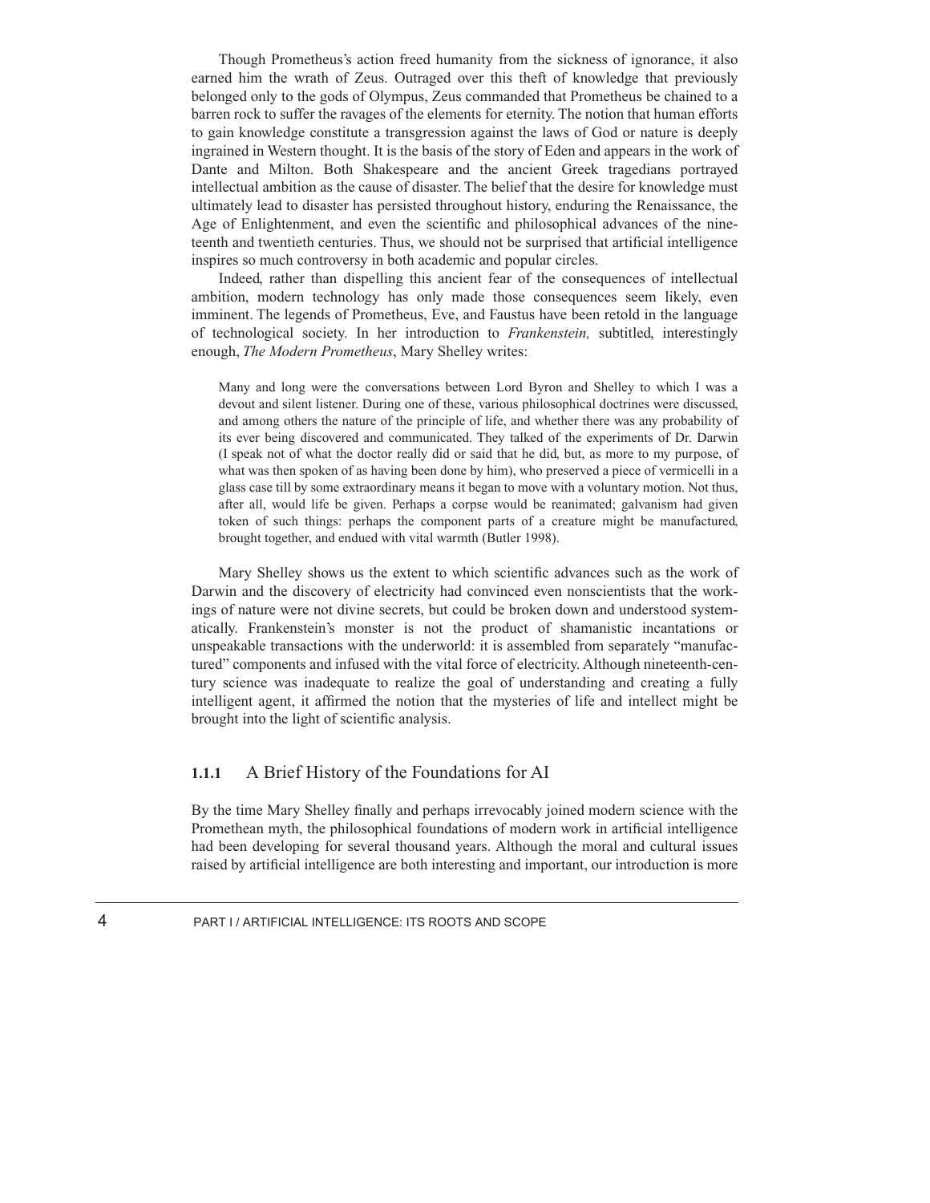Though Prometheus's action freed humanity from the sickness of ignorance, it also earned him the wrath of Zeus. Outraged over this theft of knowledge that previously belonged only to the gods of Olympus, Zeus commanded that Prometheus be chained to a barren rock to suffer the ravages of the elements for eternity. The notion that human efforts to gain knowledge constitute a transgression against the laws of God or nature is deeply ingrained in Western thought. It is the basis of the story of Eden and appears in the work of Dante and Milton. Both Shakespeare and the ancient Greek tragedians portrayed intellectual ambition as the cause of disaster. The belief that the desire for knowledge must ultimately lead to disaster has persisted throughout history, enduring the Renaissance, the Age of Enlightenment, and even the scientific and philosophical advances of the nineteenth and twentieth centuries. Thus, we should not be surprised that artificial intelligence inspires so much controversy in both academic and popular circles.

Indeed, rather than dispelling this ancient fear of the consequences of intellectual ambition, modern technology has only made those consequences seem likely, even imminent. The legends of Prometheus, Eve, and Faustus have been retold in the language of technological society. In her introduction to *Frankenstein,* subtitled, interestingly enough, *The Modern Prometheus*, Mary Shelley writes:

> Many and long were the conversations between Lord Byron and Shelley to which I was a devout and silent listener. During one of these, various philosophical doctrines were discussed, and among others the nature of the principle of life, and whether there was any probability of its ever being discovered and communicated. They talked of the experiments of Dr. Darwin (I speak not of what the doctor really did or said that he did, but, as more to my purpose, of what was then spoken of as having been done by him), who preserved a piece of vermicelli in a glass case till by some extraordinary means it began to move with a voluntary motion. Not thus, after all, would life be given. Perhaps a corpse would be reanimated; galvanism had given token of such things: perhaps the component parts of a creature might be manufactured, brought together, and endued with vital warmth (Butler 1998).

Mary Shelley shows us the extent to which scientific advances such as the work of Darwin and the discovery of electricity had convinced even nonscientists that the workings of nature were not divine secrets, but could be broken down and understood systematically. Frankenstein's monster is not the product of shamanistic incantations or unspeakable transactions with the underworld: it is assembled from separately "manufactured" components and infused with the vital force of electricity. Although nineteenth-century science was inadequate to realize the goal of understanding and creating a fully intelligent agent, it affirmed the notion that the mysteries of life and intellect might be brought into the light of scientific analysis.

### 1.1.1 A Brief History of the Foundations for AI

By the time Mary Shelley finally and perhaps irrevocably joined modern science with the Promethean myth, the philosophical foundations of modern work in artificial intelligence had been developing for several thousand years. Although the moral and cultural issues raised by artificial intelligence are both interesting and important, our introduction is more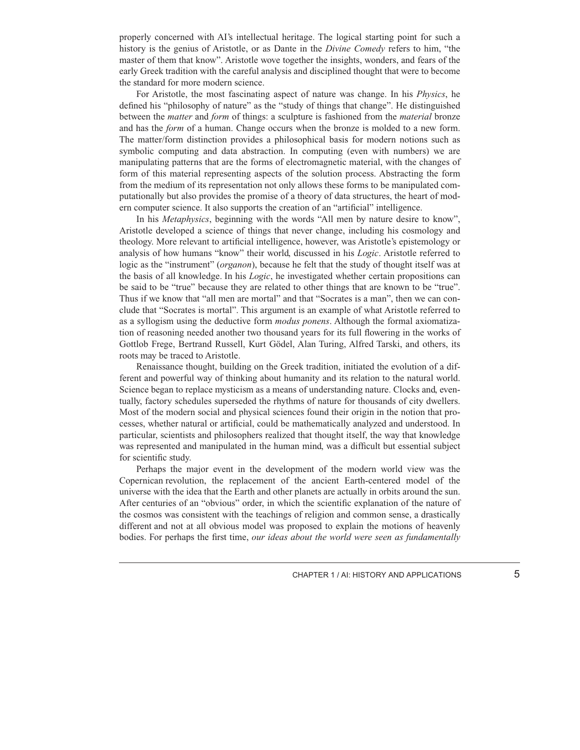properly concerned with AI's intellectual heritage. The logical starting point for such a history is the genius of Aristotle, or as Dante in the *Divine Comedy* refers to him, "the master of them that know". Aristotle wove together the insights, wonders, and fears of the early Greek tradition with the careful analysis and disciplined thought that were to become the standard for more modern science.

For Aristotle, the most fascinating aspect of nature was change. In his *Physics*, he defined his "philosophy of nature" as the "study of things that change". He distinguished between the *matter* and *form* of things: a sculpture is fashioned from the *material* bronze and has the *form* of a human. Change occurs when the bronze is molded to a new form. The matter/form distinction provides a philosophical basis for modern notions such as symbolic computing and data abstraction. In computing (even with numbers) we are manipulating patterns that are the forms of electromagnetic material, with the changes of form of this material representing aspects of the solution process. Abstracting the form from the medium of its representation not only allows these forms to be manipulated computationally but also provides the promise of a theory of data structures, the heart of modern computer science. It also supports the creation of an "artificial" intelligence.

In his *Metaphysics*, beginning with the words "All men by nature desire to know", Aristotle developed a science of things that never change, including his cosmology and theology. More relevant to artificial intelligence, however, was Aristotle's epistemology or analysis of how humans "know" their world, discussed in his *Logic*. Aristotle referred to logic as the "instrument" (*organon*), because he felt that the study of thought itself was at the basis of all knowledge. In his *Logic*, he investigated whether certain propositions can be said to be "true" because they are related to other things that are known to be "true". Thus if we know that "all men are mortal" and that "Socrates is a man", then we can conclude that "Socrates is mortal". This argument is an example of what Aristotle referred to as a syllogism using the deductive form *modus ponens*. Although the formal axiomatization of reasoning needed another two thousand years for its full flowering in the works of Gottlob Frege, Bertrand Russell, Kurt Gödel, Alan Turing, Alfred Tarski, and others, its roots may be traced to Aristotle.

Renaissance thought, building on the Greek tradition, initiated the evolution of a different and powerful way of thinking about humanity and its relation to the natural world. Science began to replace mysticism as a means of understanding nature. Clocks and, eventually, factory schedules superseded the rhythms of nature for thousands of city dwellers. Most of the modern social and physical sciences found their origin in the notion that processes, whether natural or artificial, could be mathematically analyzed and understood. In particular, scientists and philosophers realized that thought itself, the way that knowledge was represented and manipulated in the human mind, was a difficult but essential subject for scientific study.

Perhaps the major event in the development of the modern world view was the Copernican revolution, the replacement of the ancient Earth-centered model of the universe with the idea that the Earth and other planets are actually in orbits around the sun. After centuries of an "obvious" order, in which the scientific explanation of the nature of the cosmos was consistent with the teachings of religion and common sense, a drastically different and not at all obvious model was proposed to explain the motions of heavenly bodies. For perhaps the first time, *our ideas about the world were seen as fundamentally*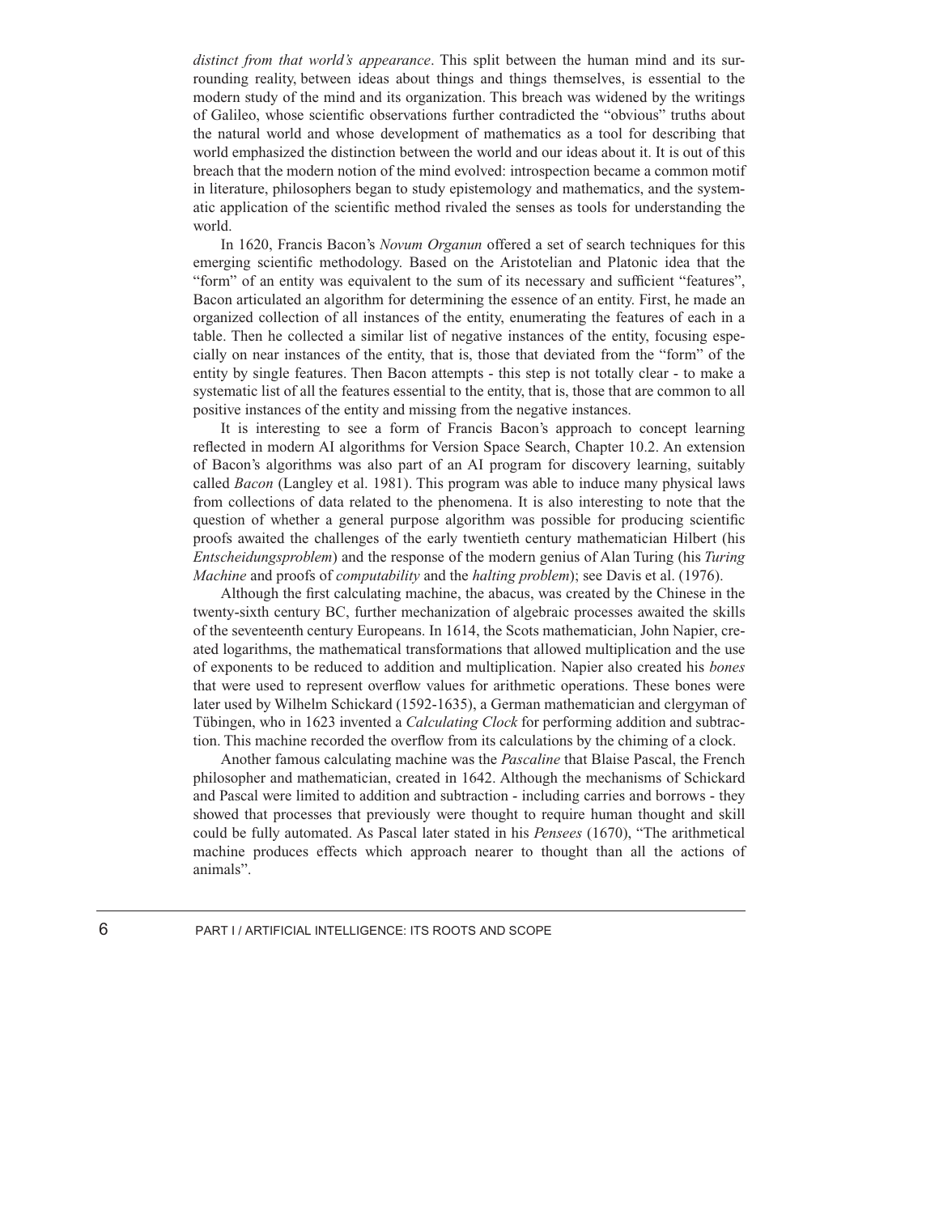*distinct from that world's appearance*. This split between the human mind and its surrounding reality, between ideas about things and things themselves, is essential to the modern study of the mind and its organization. This breach was widened by the writings of Galileo, whose scientific observations further contradicted the "obvious" truths about the natural world and whose development of mathematics as a tool for describing that world emphasized the distinction between the world and our ideas about it. It is out of this breach that the modern notion of the mind evolved: introspection became a common motif in literature, philosophers began to study epistemology and mathematics, and the systematic application of the scientific method rivaled the senses as tools for understanding the world.

In 1620, Francis Bacon's *Novum Organun* offered a set of search techniques for this emerging scientific methodology. Based on the Aristotelian and Platonic idea that the "form" of an entity was equivalent to the sum of its necessary and sufficient "features", Bacon articulated an algorithm for determining the essence of an entity. First, he made an organized collection of all instances of the entity, enumerating the features of each in a table. Then he collected a similar list of negative instances of the entity, focusing especially on near instances of the entity, that is, those that deviated from the "form" of the entity by single features. Then Bacon attempts - this step is not totally clear - to make a systematic list of all the features essential to the entity, that is, those that are common to all positive instances of the entity and missing from the negative instances.

It is interesting to see a form of Francis Bacon's approach to concept learning reflected in modern AI algorithms for Version Space Search, Chapter 10.2. An extension of Bacon's algorithms was also part of an AI program for discovery learning, suitably called *Bacon* (Langley et al. 1981). This program was able to induce many physical laws from collections of data related to the phenomena. It is also interesting to note that the question of whether a general purpose algorithm was possible for producing scientific proofs awaited the challenges of the early twentieth century mathematician Hilbert (his *Entscheidungsproblem*) and the response of the modern genius of Alan Turing (his *Turing Machine* and proofs of *computability* and the *halting problem*); see Davis et al. (1976).

Although the first calculating machine, the abacus, was created by the Chinese in the twenty-sixth century BC, further mechanization of algebraic processes awaited the skills of the seventeenth century Europeans. In 1614, the Scots mathematician, John Napier, created logarithms, the mathematical transformations that allowed multiplication and the use of exponents to be reduced to addition and multiplication. Napier also created his *bones* that were used to represent overflow values for arithmetic operations. These bones were later used by Wilhelm Schickard (1592-1635), a German mathematician and clergyman of Tübingen, who in 1623 invented a *Calculating Clock* for performing addition and subtraction. This machine recorded the overflow from its calculations by the chiming of a clock.

Another famous calculating machine was the *Pascaline* that Blaise Pascal, the French philosopher and mathematician, created in 1642. Although the mechanisms of Schickard and Pascal were limited to addition and subtraction - including carries and borrows - they showed that processes that previously were thought to require human thought and skill could be fully automated. As Pascal later stated in his *Pensees* (1670), "The arithmetical machine produces effects which approach nearer to thought than all the actions of animals".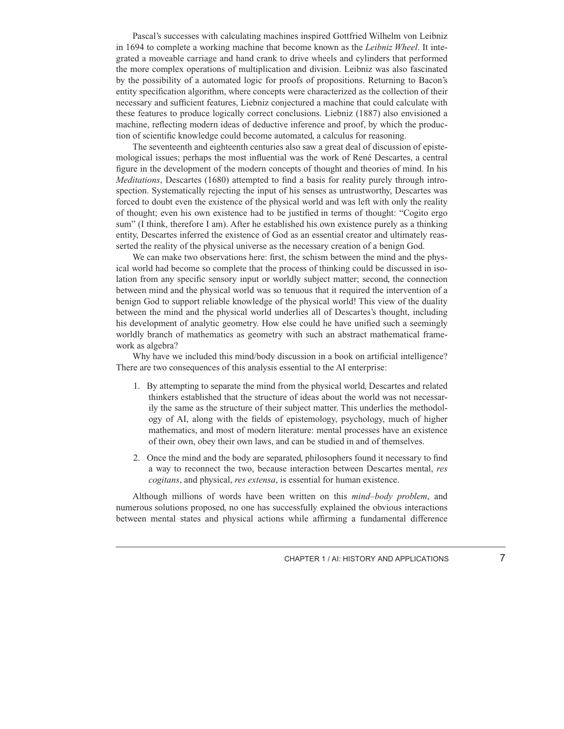Pascal's successes with calculating machines inspired Gottfried Wilhelm von Leibniz in 1694 to complete a working machine that become known as the *Leibniz Wheel*. It integrated a moveable carriage and hand crank to drive wheels and cylinders that performed the more complex operations of multiplication and division. Leibniz was also fascinated by the possibility of a automated logic for proofs of propositions. Returning to Bacon's entity specification algorithm, where concepts were characterized as the collection of their necessary and sufficient features, Liebniz conjectured a machine that could calculate with these features to produce logically correct conclusions. Liebniz (1887) also envisioned a machine, reflecting modern ideas of deductive inference and proof, by which the production of scientific knowledge could become automated, a calculus for reasoning.

The seventeenth and eighteenth centuries also saw a great deal of discussion of epistemological issues; perhaps the most influential was the work of René Descartes, a central figure in the development of the modern concepts of thought and theories of mind. In his *Meditations*, Descartes (1680) attempted to find a basis for reality purely through introspection. Systematically rejecting the input of his senses as untrustworthy, Descartes was forced to doubt even the existence of the physical world and was left with only the reality of thought; even his own existence had to be justified in terms of thought: "Cogito ergo sum" (I think, therefore I am). After he established his own existence purely as a thinking entity, Descartes inferred the existence of God as an essential creator and ultimately reasserted the reality of the physical universe as the necessary creation of a benign God.

We can make two observations here: first, the schism between the mind and the physical world had become so complete that the process of thinking could be discussed in isolation from any specific sensory input or worldly subject matter; second, the connection between mind and the physical world was so tenuous that it required the intervention of a benign God to support reliable knowledge of the physical world! This view of the duality between the mind and the physical world underlies all of Descartes's thought, including his development of analytic geometry. How else could he have unified such a seemingly worldly branch of mathematics as geometry with such an abstract mathematical framework as algebra?

Why have we included this mind/body discussion in a book on artificial intelligence? There are two consequences of this analysis essential to the AI enterprise:

1. By attempting to separate the mind from the physical world, Descartes and related thinkers established that the structure of ideas about the world was not necessarily the same as the structure of their subject matter. This underlies the methodology of AI, along with the fields of epistemology, psychology, much of higher mathematics, and most of modern literature: mental processes have an existence of their own, obey their own laws, and can be studied in and of themselves.

2. Once the mind and the body are separated, philosophers found it necessary to find a way to reconnect the two, because interaction between Descartes mental, *res cogitans*, and physical, *res extensa*, is essential for human existence.

Although millions of words have been written on this *mind–body problem*, and numerous solutions proposed, no one has successfully explained the obvious interactions between mental states and physical actions while affirming a fundamental difference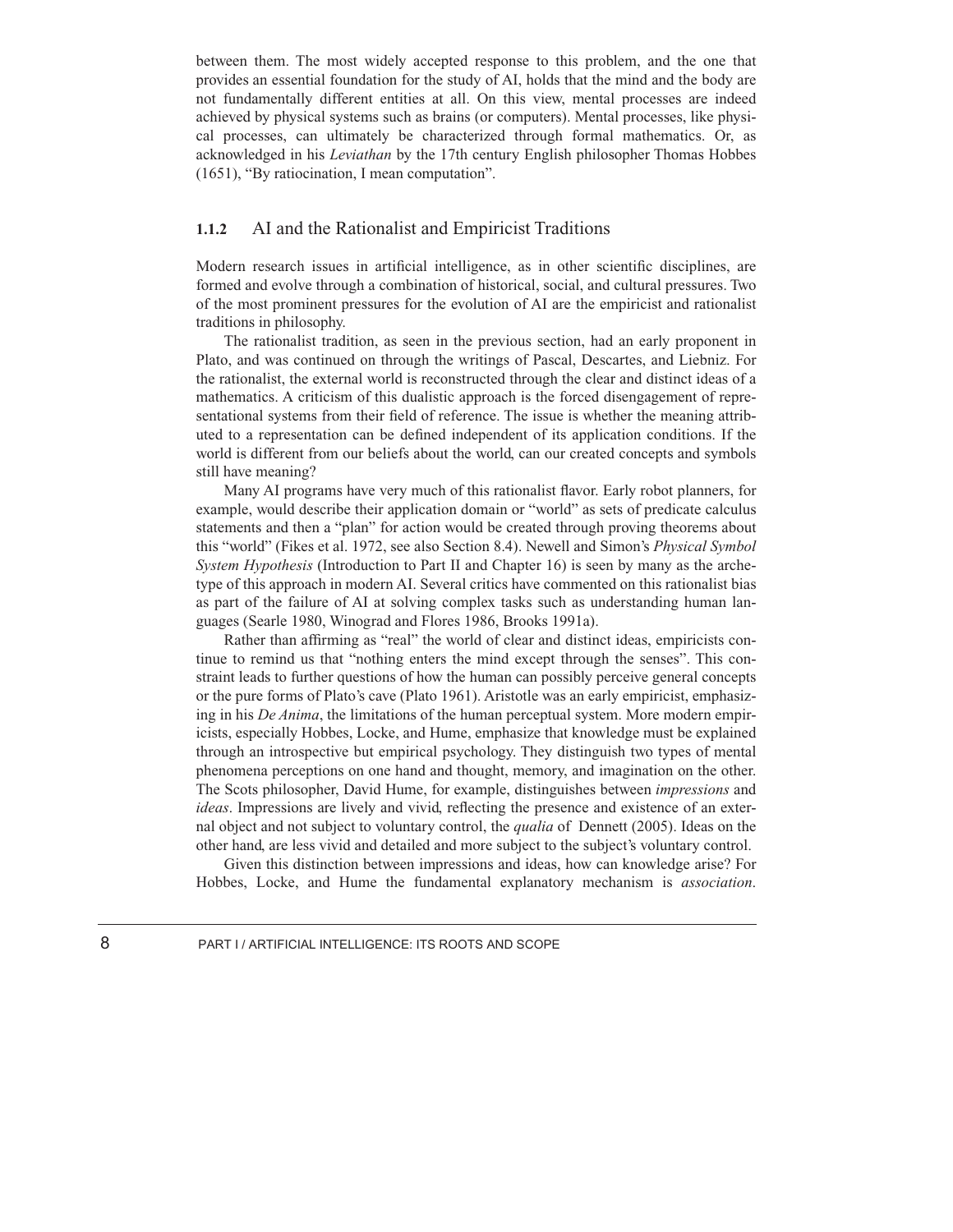between them. The most widely accepted response to this problem, and the one that provides an essential foundation for the study of AI, holds that the mind and the body are not fundamentally different entities at all. On this view, mental processes are indeed achieved by physical systems such as brains (or computers). Mental processes, like physical processes, can ultimately be characterized through formal mathematics. Or, as acknowledged in his *Leviathan* by the 17th century English philosopher Thomas Hobbes (1651), "By ratiocination, I mean computation".

### 1.1.2 AI and the Rationalist and Empiricist Traditions

Modern research issues in artificial intelligence, as in other scientific disciplines, are formed and evolve through a combination of historical, social, and cultural pressures. Two of the most prominent pressures for the evolution of AI are the empiricist and rationalist traditions in philosophy.

The rationalist tradition, as seen in the previous section, had an early proponent in Plato, and was continued on through the writings of Pascal, Descartes, and Liebniz. For the rationalist, the external world is reconstructed through the clear and distinct ideas of a mathematics. A criticism of this dualistic approach is the forced disengagement of representational systems from their field of reference. The issue is whether the meaning attributed to a representation can be defined independent of its application conditions. If the world is different from our beliefs about the world, can our created concepts and symbols still have meaning?

Many AI programs have very much of this rationalist flavor. Early robot planners, for example, would describe their application domain or "world" as sets of predicate calculus statements and then a "plan" for action would be created through proving theorems about this "world" (Fikes et al. 1972, see also Section 8.4). Newell and Simon's *Physical Symbol System Hypothesis* (Introduction to Part II and Chapter 16) is seen by many as the archetype of this approach in modern AI. Several critics have commented on this rationalist bias as part of the failure of AI at solving complex tasks such as understanding human languages (Searle 1980, Winograd and Flores 1986, Brooks 1991a).

Rather than affirming as "real" the world of clear and distinct ideas, empiricists continue to remind us that "nothing enters the mind except through the senses". This constraint leads to further questions of how the human can possibly perceive general concepts or the pure forms of Plato's cave (Plato 1961). Aristotle was an early empiricist, emphasizing in his *De Anima*, the limitations of the human perceptual system. More modern empiricists, especially Hobbes, Locke, and Hume, emphasize that knowledge must be explained through an introspective but empirical psychology. They distinguish two types of mental phenomena perceptions on one hand and thought, memory, and imagination on the other. The Scots philosopher, David Hume, for example, distinguishes between *impressions* and *ideas*. Impressions are lively and vivid, reflecting the presence and existence of an external object and not subject to voluntary control, the *qualia* of Dennett (2005). Ideas on the other hand, are less vivid and detailed and more subject to the subject's voluntary control.

Given this distinction between impressions and ideas, how can knowledge arise? For Hobbes, Locke, and Hume the fundamental explanatory mechanism is *association*.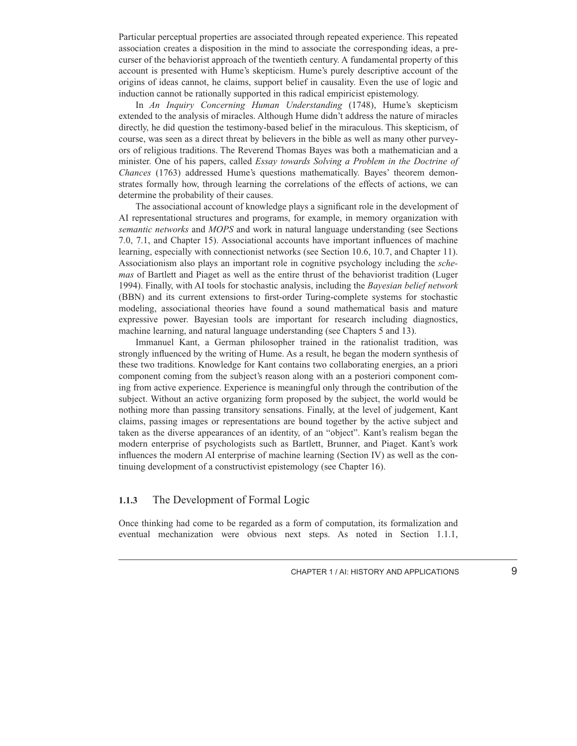Particular perceptual properties are associated through repeated experience. This repeated association creates a disposition in the mind to associate the corresponding ideas, a precurser of the behaviorist approach of the twentieth century. A fundamental property of this account is presented with Hume's skepticism. Hume's purely descriptive account of the origins of ideas cannot, he claims, support belief in causality. Even the use of logic and induction cannot be rationally supported in this radical empiricist epistemology.

In *An Inquiry Concerning Human Understanding* (1748), Hume's skepticism extended to the analysis of miracles. Although Hume didn't address the nature of miracles directly, he did question the testimony-based belief in the miraculous. This skepticism, of course, was seen as a direct threat by believers in the bible as well as many other purveyors of religious traditions. The Reverend Thomas Bayes was both a mathematician and a minister. One of his papers, called *Essay towards Solving a Problem in the Doctrine of Chances* (1763) addressed Hume's questions mathematically. Bayes' theorem demonstrates formally how, through learning the correlations of the effects of actions, we can determine the probability of their causes.

The associational account of knowledge plays a significant role in the development of AI representational structures and programs, for example, in memory organization with *semantic networks* and *MOPS* and work in natural language understanding (see Sections 7.0, 7.1, and Chapter 15). Associational accounts have important influences of machine learning, especially with connectionist networks (see Section 10.6, 10.7, and Chapter 11). Associationism also plays an important role in cognitive psychology including the *schemas* of Bartlett and Piaget as well as the entire thrust of the behaviorist tradition (Luger 1994). Finally, with AI tools for stochastic analysis, including the *Bayesian belief network* (BBN) and its current extensions to first-order Turing-complete systems for stochastic modeling, associational theories have found a sound mathematical basis and mature expressive power. Bayesian tools are important for research including diagnostics, machine learning, and natural language understanding (see Chapters 5 and 13).

Immanuel Kant, a German philosopher trained in the rationalist tradition, was strongly influenced by the writing of Hume. As a result, he began the modern synthesis of these two traditions. Knowledge for Kant contains two collaborating energies, an a priori component coming from the subject's reason along with an a posteriori component coming from active experience. Experience is meaningful only through the contribution of the subject. Without an active organizing form proposed by the subject, the world would be nothing more than passing transitory sensations. Finally, at the level of judgement, Kant claims, passing images or representations are bound together by the active subject and taken as the diverse appearances of an identity, of an "object". Kant's realism began the modern enterprise of psychologists such as Bartlett, Brunner, and Piaget. Kant's work influences the modern AI enterprise of machine learning (Section IV) as well as the continuing development of a constructivist epistemology (see Chapter 16).

### 1.1.3 The Development of Formal Logic

Once thinking had come to be regarded as a form of computation, its formalization and eventual mechanization were obvious next steps. As noted in Section 1.1.1,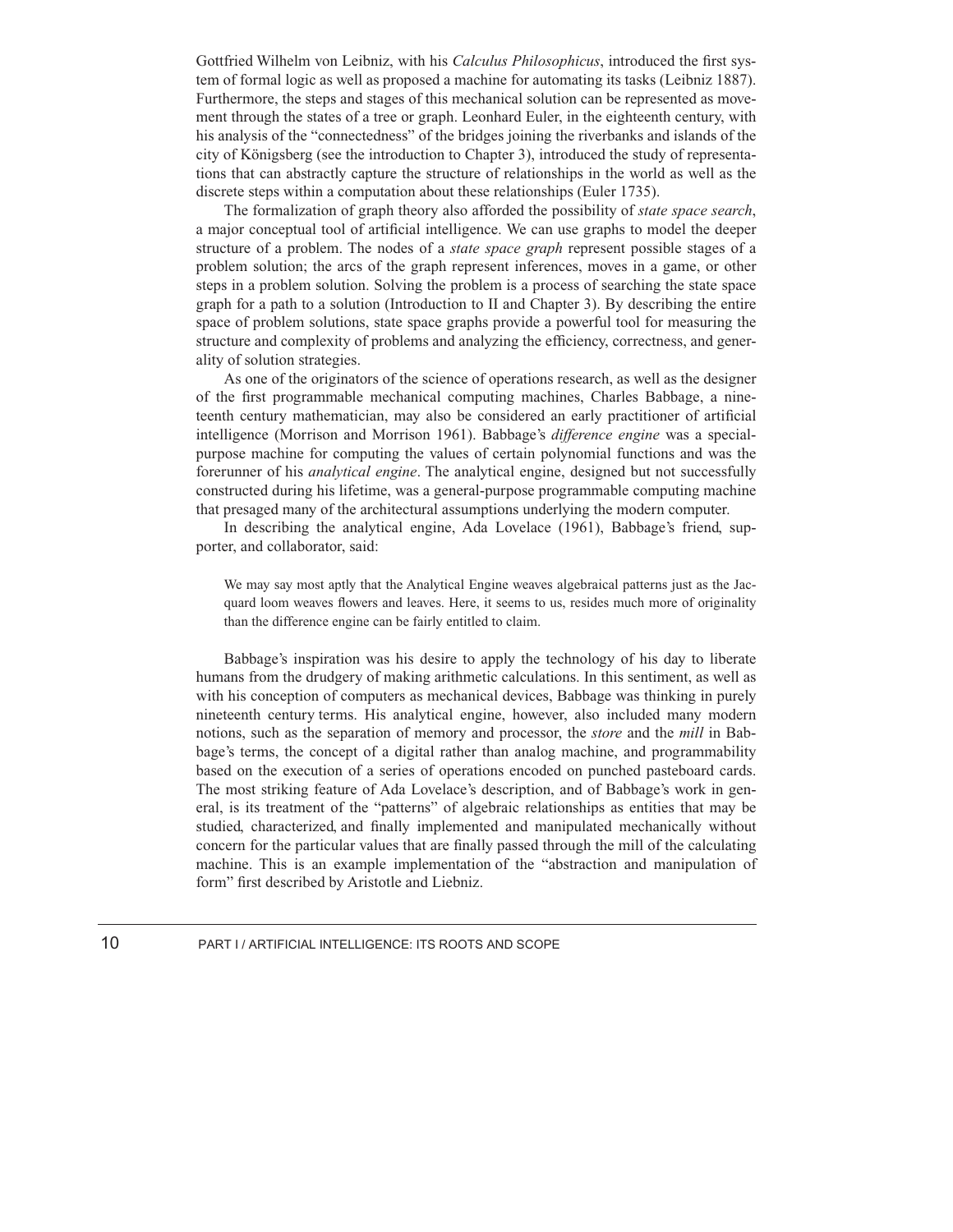Gottfried Wilhelm von Leibniz, with his *Calculus Philosophicus*, introduced the first system of formal logic as well as proposed a machine for automating its tasks (Leibniz 1887). Furthermore, the steps and stages of this mechanical solution can be represented as movement through the states of a tree or graph. Leonhard Euler, in the eighteenth century, with his analysis of the "connectedness" of the bridges joining the riverbanks and islands of the city of Königsberg (see the introduction to Chapter 3), introduced the study of representations that can abstractly capture the structure of relationships in the world as well as the discrete steps within a computation about these relationships (Euler 1735).

The formalization of graph theory also afforded the possibility of *state space search*, a major conceptual tool of artificial intelligence. We can use graphs to model the deeper structure of a problem. The nodes of a *state space graph* represent possible stages of a problem solution; the arcs of the graph represent inferences, moves in a game, or other steps in a problem solution. Solving the problem is a process of searching the state space graph for a path to a solution (Introduction to II and Chapter 3). By describing the entire space of problem solutions, state space graphs provide a powerful tool for measuring the structure and complexity of problems and analyzing the efficiency, correctness, and generality of solution strategies.

As one of the originators of the science of operations research, as well as the designer of the first programmable mechanical computing machines, Charles Babbage, a nineteenth century mathematician, may also be considered an early practitioner of artificial intelligence (Morrison and Morrison 1961). Babbage's *difference engine* was a special-purpose machine for computing the values of certain polynomial functions and was the forerunner of his *analytical engine*. The analytical engine, designed but not successfully constructed during his lifetime, was a general-purpose programmable computing machine that presaged many of the architectural assumptions underlying the modern computer.

In describing the analytical engine, Ada Lovelace (1961), Babbage's friend, supporter, and collaborator, said:

> We may say most aptly that the Analytical Engine weaves algebraical patterns just as the Jacquard loom weaves flowers and leaves. Here, it seems to us, resides much more of originality than the difference engine can be fairly entitled to claim.

Babbage's inspiration was his desire to apply the technology of his day to liberate humans from the drudgery of making arithmetic calculations. In this sentiment, as well as with his conception of computers as mechanical devices, Babbage was thinking in purely nineteenth century terms. His analytical engine, however, also included many modern notions, such as the separation of memory and processor, the *store* and the *mill* in Babbage's terms, the concept of a digital rather than analog machine, and programmability based on the execution of a series of operations encoded on punched pasteboard cards. The most striking feature of Ada Lovelace's description, and of Babbage's work in general, is its treatment of the "patterns" of algebraic relationships as entities that may be studied, characterized, and finally implemented and manipulated mechanically without concern for the particular values that are finally passed through the mill of the calculating machine. This is an example implementation of the "abstraction and manipulation of form" first described by Aristotle and Liebniz.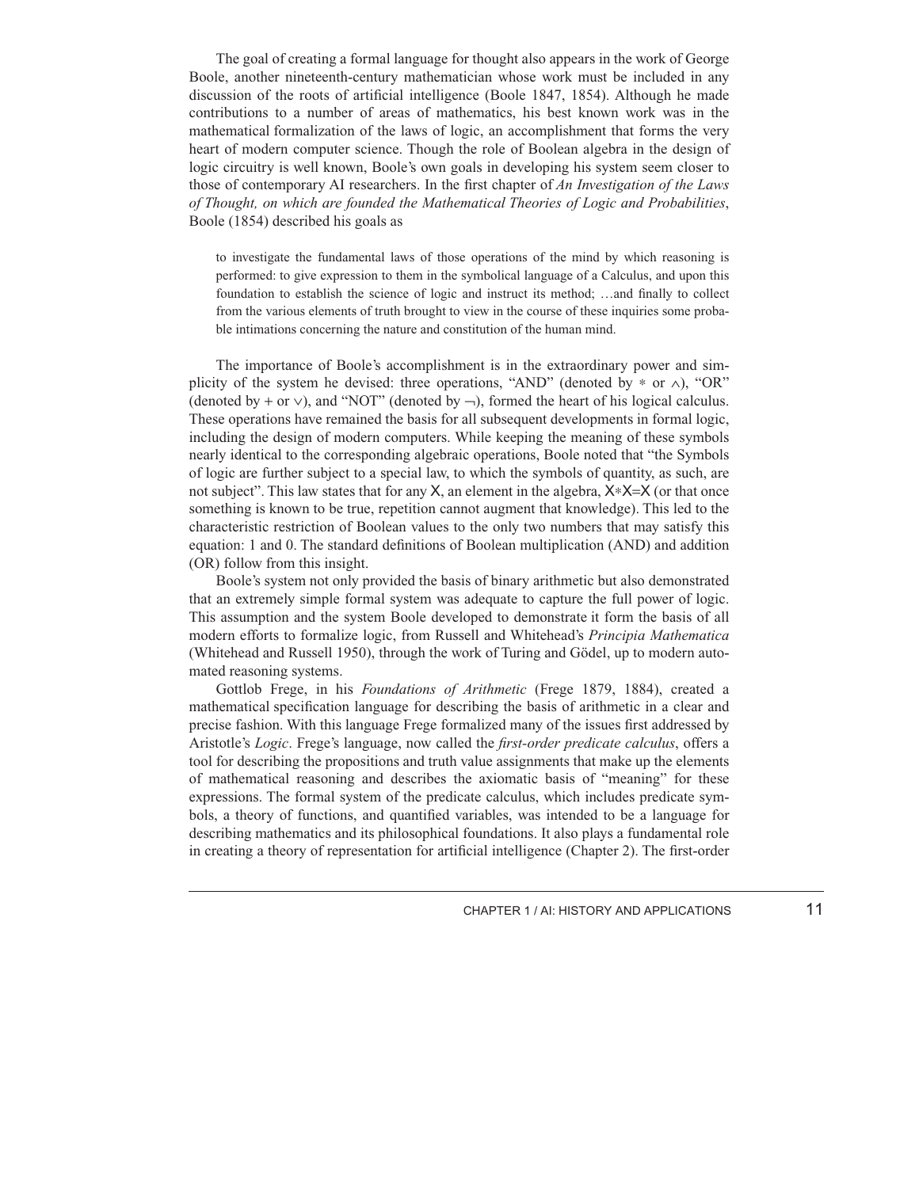The goal of creating a formal language for thought also appears in the work of George Boole, another nineteenth-century mathematician whose work must be included in any discussion of the roots of artificial intelligence (Boole 1847, 1854). Although he made contributions to a number of areas of mathematics, his best known work was in the mathematical formalization of the laws of logic, an accomplishment that forms the very heart of modern computer science. Though the role of Boolean algebra in the design of logic circuitry is well known, Boole's own goals in developing his system seem closer to those of contemporary AI researchers. In the first chapter of *An Investigation of the Laws of Thought, on which are founded the Mathematical Theories of Logic and Probabilities*, Boole (1854) described his goals as

> to investigate the fundamental laws of those operations of the mind by which reasoning is performed: to give expression to them in the symbolical language of a Calculus, and upon this foundation to establish the science of logic and instruct its method; …and finally to collect from the various elements of truth brought to view in the course of these inquiries some probable intimations concerning the nature and constitution of the human mind.

The importance of Boole's accomplishment is in the extraordinary power and simplicity of the system he devised: three operations, "AND" (denoted by $*$ or $\wedge$), "OR" (denoted by $+$ or $\vee$), and "NOT" (denoted by $\neg$), formed the heart of his logical calculus. These operations have remained the basis for all subsequent developments in formal logic, including the design of modern computers. While keeping the meaning of these symbols nearly identical to the corresponding algebraic operations, Boole noted that "the Symbols of logic are further subject to a special law, to which the symbols of quantity, as such, are not subject". This law states that for any $X$, an element in the algebra, $X*X=X$ (or that once something is known to be true, repetition cannot augment that knowledge). This led to the characteristic restriction of Boolean values to the only two numbers that may satisfy this equation: 1 and 0. The standard definitions of Boolean multiplication (AND) and addition (OR) follow from this insight.

Boole's system not only provided the basis of binary arithmetic but also demonstrated that an extremely simple formal system was adequate to capture the full power of logic. This assumption and the system Boole developed to demonstrate it form the basis of all modern efforts to formalize logic, from Russell and Whitehead's *Principia Mathematica* (Whitehead and Russell 1950), through the work of Turing and Gödel, up to modern automated reasoning systems.

Gottlob Frege, in his *Foundations of Arithmetic* (Frege 1879, 1884), created a mathematical specification language for describing the basis of arithmetic in a clear and precise fashion. With this language Frege formalized many of the issues first addressed by Aristotle's *Logic*. Frege's language, now called the *first-order predicate calculus*, offers a tool for describing the propositions and truth value assignments that make up the elements of mathematical reasoning and describes the axiomatic basis of "meaning" for these expressions. The formal system of the predicate calculus, which includes predicate symbols, a theory of functions, and quantified variables, was intended to be a language for describing mathematics and its philosophical foundations. It also plays a fundamental role in creating a theory of representation for artificial intelligence (Chapter 2). The first-order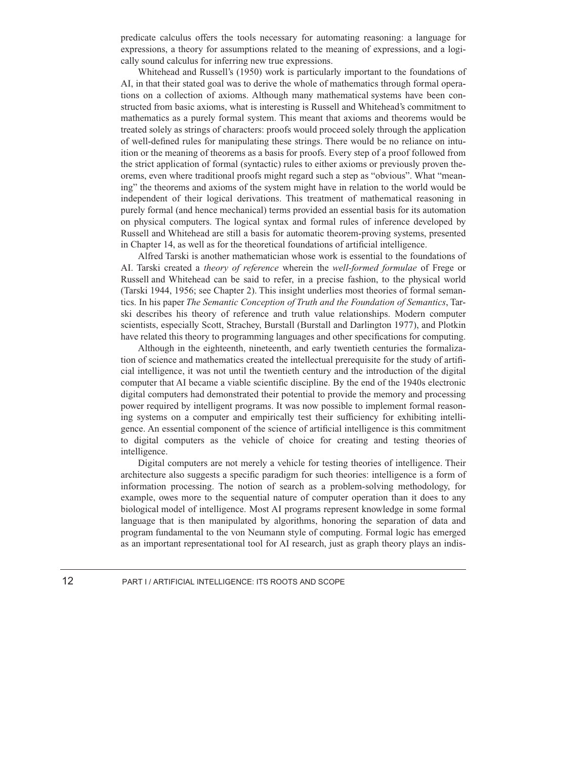predicate calculus offers the tools necessary for automating reasoning: a language for expressions, a theory for assumptions related to the meaning of expressions, and a logically sound calculus for inferring new true expressions.

Whitehead and Russell's (1950) work is particularly important to the foundations of AI, in that their stated goal was to derive the whole of mathematics through formal operations on a collection of axioms. Although many mathematical systems have been constructed from basic axioms, what is interesting is Russell and Whitehead's commitment to mathematics as a purely formal system. This meant that axioms and theorems would be treated solely as strings of characters: proofs would proceed solely through the application of well-defined rules for manipulating these strings. There would be no reliance on intuition or the meaning of theorems as a basis for proofs. Every step of a proof followed from the strict application of formal (syntactic) rules to either axioms or previously proven theorems, even where traditional proofs might regard such a step as "obvious". What "meaning" the theorems and axioms of the system might have in relation to the world would be independent of their logical derivations. This treatment of mathematical reasoning in purely formal (and hence mechanical) terms provided an essential basis for its automation on physical computers. The logical syntax and formal rules of inference developed by Russell and Whitehead are still a basis for automatic theorem-proving systems, presented in Chapter 14, as well as for the theoretical foundations of artificial intelligence.

Alfred Tarski is another mathematician whose work is essential to the foundations of AI. Tarski created a *theory of reference* wherein the *well-formed formulae* of Frege or Russell and Whitehead can be said to refer, in a precise fashion, to the physical world (Tarski 1944, 1956; see Chapter 2). This insight underlies most theories of formal semantics. In his paper *The Semantic Conception of Truth and the Foundation of Semantics*, Tarski describes his theory of reference and truth value relationships. Modern computer scientists, especially Scott, Strachey, Burstall (Burstall and Darlington 1977), and Plotkin have related this theory to programming languages and other specifications for computing.

Although in the eighteenth, nineteenth, and early twentieth centuries the formalization of science and mathematics created the intellectual prerequisite for the study of artificial intelligence, it was not until the twentieth century and the introduction of the digital computer that AI became a viable scientific discipline. By the end of the 1940s electronic digital computers had demonstrated their potential to provide the memory and processing power required by intelligent programs. It was now possible to implement formal reasoning systems on a computer and empirically test their sufficiency for exhibiting intelligence. An essential component of the science of artificial intelligence is this commitment to digital computers as the vehicle of choice for creating and testing theories of intelligence.

Digital computers are not merely a vehicle for testing theories of intelligence. Their architecture also suggests a specific paradigm for such theories: intelligence is a form of information processing. The notion of search as a problem-solving methodology, for example, owes more to the sequential nature of computer operation than it does to any biological model of intelligence. Most AI programs represent knowledge in some formal language that is then manipulated by algorithms, honoring the separation of data and program fundamental to the von Neumann style of computing. Formal logic has emerged as an important representational tool for AI research, just as graph theory plays an indis-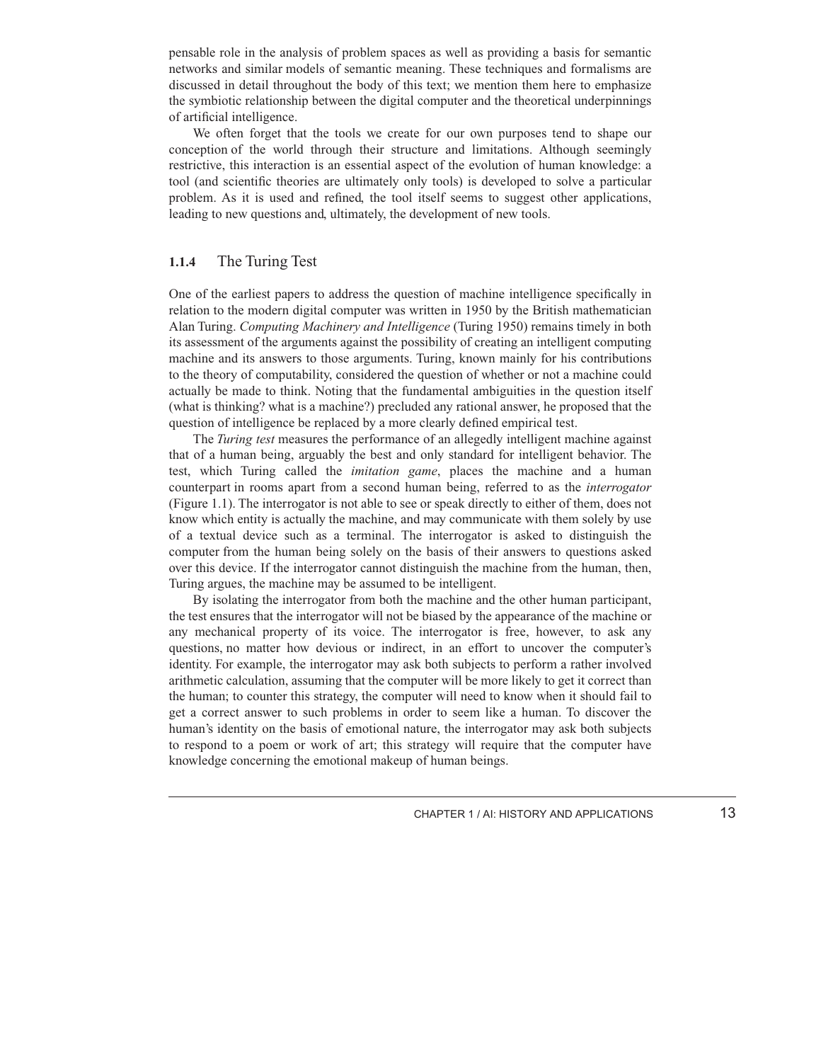pensable role in the analysis of problem spaces as well as providing a basis for semantic networks and similar models of semantic meaning. These techniques and formalisms are discussed in detail throughout the body of this text; we mention them here to emphasize the symbiotic relationship between the digital computer and the theoretical underpinnings of artificial intelligence.

We often forget that the tools we create for our own purposes tend to shape our conception of the world through their structure and limitations. Although seemingly restrictive, this interaction is an essential aspect of the evolution of human knowledge: a tool (and scientific theories are ultimately only tools) is developed to solve a particular problem. As it is used and refined, the tool itself seems to suggest other applications, leading to new questions and, ultimately, the development of new tools.

### 1.1.4 The Turing Test

One of the earliest papers to address the question of machine intelligence specifically in relation to the modern digital computer was written in 1950 by the British mathematician Alan Turing. *Computing Machinery and Intelligence* (Turing 1950) remains timely in both its assessment of the arguments against the possibility of creating an intelligent computing machine and its answers to those arguments. Turing, known mainly for his contributions to the theory of computability, considered the question of whether or not a machine could actually be made to think. Noting that the fundamental ambiguities in the question itself (what is thinking? what is a machine?) precluded any rational answer, he proposed that the question of intelligence be replaced by a more clearly defined empirical test.

The *Turing test* measures the performance of an allegedly intelligent machine against that of a human being, arguably the best and only standard for intelligent behavior. The test, which Turing called the *imitation game*, places the machine and a human counterpart in rooms apart from a second human being, referred to as the *interrogator* (Figure 1.1). The interrogator is not able to see or speak directly to either of them, does not know which entity is actually the machine, and may communicate with them solely by use of a textual device such as a terminal. The interrogator is asked to distinguish the computer from the human being solely on the basis of their answers to questions asked over this device. If the interrogator cannot distinguish the machine from the human, then, Turing argues, the machine may be assumed to be intelligent.

By isolating the interrogator from both the machine and the other human participant, the test ensures that the interrogator will not be biased by the appearance of the machine or any mechanical property of its voice. The interrogator is free, however, to ask any questions, no matter how devious or indirect, in an effort to uncover the computer's identity. For example, the interrogator may ask both subjects to perform a rather involved arithmetic calculation, assuming that the computer will be more likely to get it correct than the human; to counter this strategy, the computer will need to know when it should fail to get a correct answer to such problems in order to seem like a human. To discover the human's identity on the basis of emotional nature, the interrogator may ask both subjects to respond to a poem or work of art; this strategy will require that the computer have knowledge concerning the emotional makeup of human beings.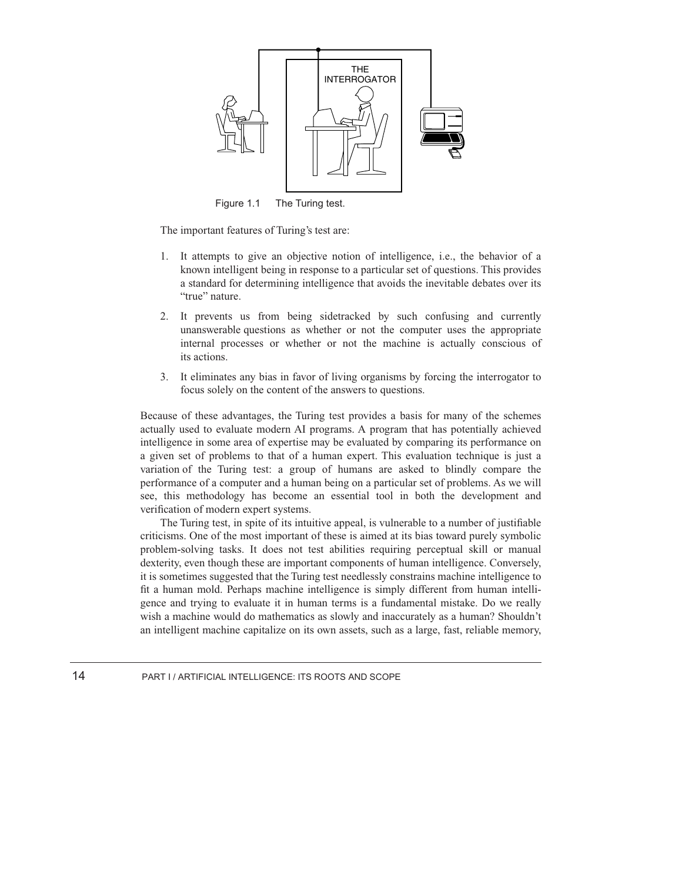THE INTERROGATOR

Figure 1.1 The Turing test.

The important features of Turing's test are:

1. It attempts to give an objective notion of intelligence, i.e., the behavior of a known intelligent being in response to a particular set of questions. This provides a standard for determining intelligence that avoids the inevitable debates over its "true" nature.

2. It prevents us from being sidetracked by such confusing and currently unanswerable questions as whether or not the computer uses the appropriate internal processes or whether or not the machine is actually conscious of its actions.

3. It eliminates any bias in favor of living organisms by forcing the interrogator to focus solely on the content of the answers to questions.

Because of these advantages, the Turing test provides a basis for many of the schemes actually used to evaluate modern AI programs. A program that has potentially achieved intelligence in some area of expertise may be evaluated by comparing its performance on a given set of problems to that of a human expert. This evaluation technique is just a variation of the Turing test: a group of humans are asked to blindly compare the performance of a computer and a human being on a particular set of problems. As we will see, this methodology has become an essential tool in both the development and verification of modern expert systems.

The Turing test, in spite of its intuitive appeal, is vulnerable to a number of justifiable criticisms. One of the most important of these is aimed at its bias toward purely symbolic problem-solving tasks. It does not test abilities requiring perceptual skill or manual dexterity, even though these are important components of human intelligence. Conversely, it is sometimes suggested that the Turing test needlessly constrains machine intelligence to fit a human mold. Perhaps machine intelligence is simply different from human intelligence and trying to evaluate it in human terms is a fundamental mistake. Do we really wish a machine would do mathematics as slowly and inaccurately as a human? Shouldn't an intelligent machine capitalize on its own assets, such as a large, fast, reliable memory,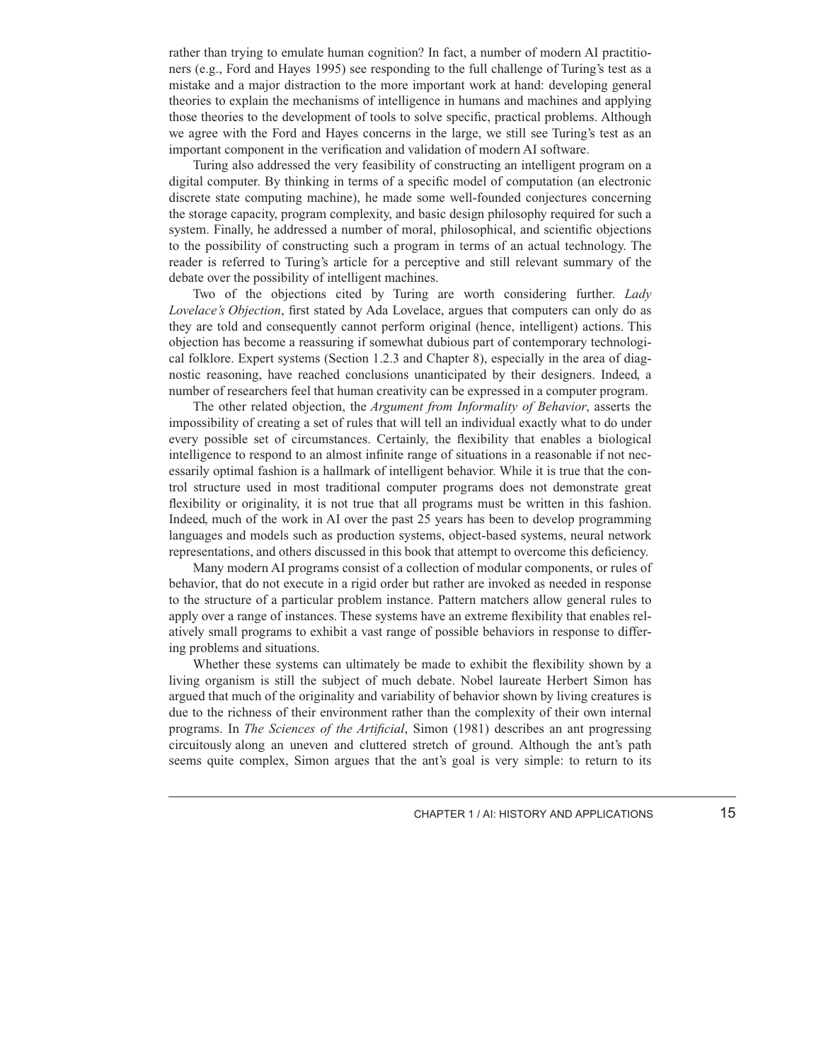rather than trying to emulate human cognition? In fact, a number of modern AI practitioners (e.g., Ford and Hayes 1995) see responding to the full challenge of Turing's test as a mistake and a major distraction to the more important work at hand: developing general theories to explain the mechanisms of intelligence in humans and machines and applying those theories to the development of tools to solve specific, practical problems. Although we agree with the Ford and Hayes concerns in the large, we still see Turing's test as an important component in the verification and validation of modern AI software.

Turing also addressed the very feasibility of constructing an intelligent program on a digital computer. By thinking in terms of a specific model of computation (an electronic discrete state computing machine), he made some well-founded conjectures concerning the storage capacity, program complexity, and basic design philosophy required for such a system. Finally, he addressed a number of moral, philosophical, and scientific objections to the possibility of constructing such a program in terms of an actual technology. The reader is referred to Turing's article for a perceptive and still relevant summary of the debate over the possibility of intelligent machines.

Two of the objections cited by Turing are worth considering further. *Lady Lovelace's Objection*, first stated by Ada Lovelace, argues that computers can only do as they are told and consequently cannot perform original (hence, intelligent) actions. This objection has become a reassuring if somewhat dubious part of contemporary technological folklore. Expert systems (Section 1.2.3 and Chapter 8), especially in the area of diagnostic reasoning, have reached conclusions unanticipated by their designers. Indeed, a number of researchers feel that human creativity can be expressed in a computer program.

The other related objection, the *Argument from Informality of Behavior*, asserts the impossibility of creating a set of rules that will tell an individual exactly what to do under every possible set of circumstances. Certainly, the flexibility that enables a biological intelligence to respond to an almost infinite range of situations in a reasonable if not necessarily optimal fashion is a hallmark of intelligent behavior. While it is true that the control structure used in most traditional computer programs does not demonstrate great flexibility or originality, it is not true that all programs must be written in this fashion. Indeed, much of the work in AI over the past 25 years has been to develop programming languages and models such as production systems, object-based systems, neural network representations, and others discussed in this book that attempt to overcome this deficiency.

Many modern AI programs consist of a collection of modular components, or rules of behavior, that do not execute in a rigid order but rather are invoked as needed in response to the structure of a particular problem instance. Pattern matchers allow general rules to apply over a range of instances. These systems have an extreme flexibility that enables relatively small programs to exhibit a vast range of possible behaviors in response to differing problems and situations.

Whether these systems can ultimately be made to exhibit the flexibility shown by a living organism is still the subject of much debate. Nobel laureate Herbert Simon has argued that much of the originality and variability of behavior shown by living creatures is due to the richness of their environment rather than the complexity of their own internal programs. In *The Sciences of the Artificial*, Simon (1981) describes an ant progressing circuitously along an uneven and cluttered stretch of ground. Although the ant's path seems quite complex, Simon argues that the ant's goal is very simple: to return to its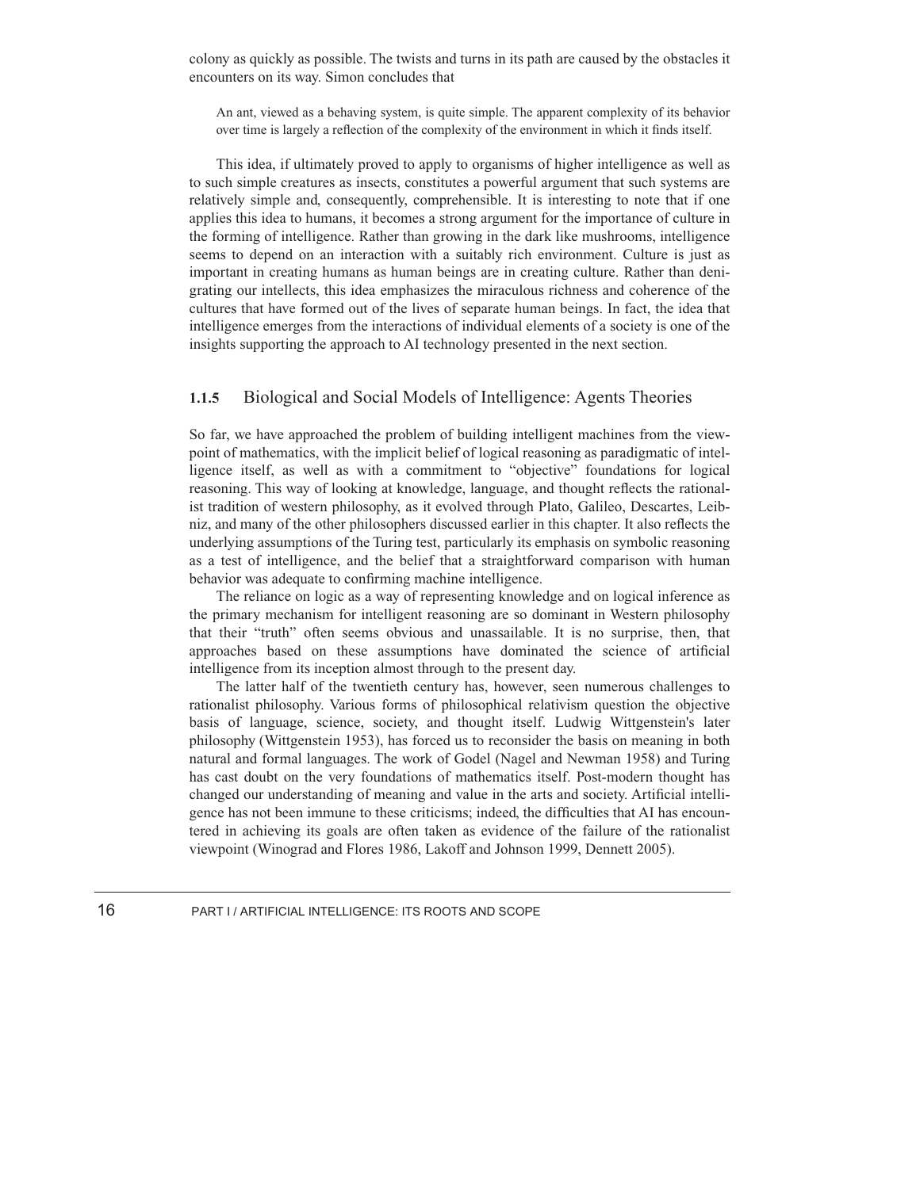colony as quickly as possible. The twists and turns in its path are caused by the obstacles it encounters on its way. Simon concludes that

> An ant, viewed as a behaving system, is quite simple. The apparent complexity of its behavior over time is largely a reflection of the complexity of the environment in which it finds itself.

This idea, if ultimately proved to apply to organisms of higher intelligence as well as to such simple creatures as insects, constitutes a powerful argument that such systems are relatively simple and, consequently, comprehensible. It is interesting to note that if one applies this idea to humans, it becomes a strong argument for the importance of culture in the forming of intelligence. Rather than growing in the dark like mushrooms, intelligence seems to depend on an interaction with a suitably rich environment. Culture is just as important in creating humans as human beings are in creating culture. Rather than denigrating our intellects, this idea emphasizes the miraculous richness and coherence of the cultures that have formed out of the lives of separate human beings. In fact, the idea that intelligence emerges from the interactions of individual elements of a society is one of the insights supporting the approach to AI technology presented in the next section.

### 1.1.5 Biological and Social Models of Intelligence: Agents Theories

So far, we have approached the problem of building intelligent machines from the viewpoint of mathematics, with the implicit belief of logical reasoning as paradigmatic of intelligence itself, as well as with a commitment to "objective" foundations for logical reasoning. This way of looking at knowledge, language, and thought reflects the rationalist tradition of western philosophy, as it evolved through Plato, Galileo, Descartes, Leibniz, and many of the other philosophers discussed earlier in this chapter. It also reflects the underlying assumptions of the Turing test, particularly its emphasis on symbolic reasoning as a test of intelligence, and the belief that a straightforward comparison with human behavior was adequate to confirming machine intelligence.

The reliance on logic as a way of representing knowledge and on logical inference as the primary mechanism for intelligent reasoning are so dominant in Western philosophy that their "truth" often seems obvious and unassailable. It is no surprise, then, that approaches based on these assumptions have dominated the science of artificial intelligence from its inception almost through to the present day.

The latter half of the twentieth century has, however, seen numerous challenges to rationalist philosophy. Various forms of philosophical relativism question the objective basis of language, science, society, and thought itself. Ludwig Wittgenstein's later philosophy (Wittgenstein 1953), has forced us to reconsider the basis on meaning in both natural and formal languages. The work of Godel (Nagel and Newman 1958) and Turing has cast doubt on the very foundations of mathematics itself. Post-modern thought has changed our understanding of meaning and value in the arts and society. Artificial intelligence has not been immune to these criticisms; indeed, the difficulties that AI has encountered in achieving its goals are often taken as evidence of the failure of the rationalist viewpoint (Winograd and Flores 1986, Lakoff and Johnson 1999, Dennett 2005).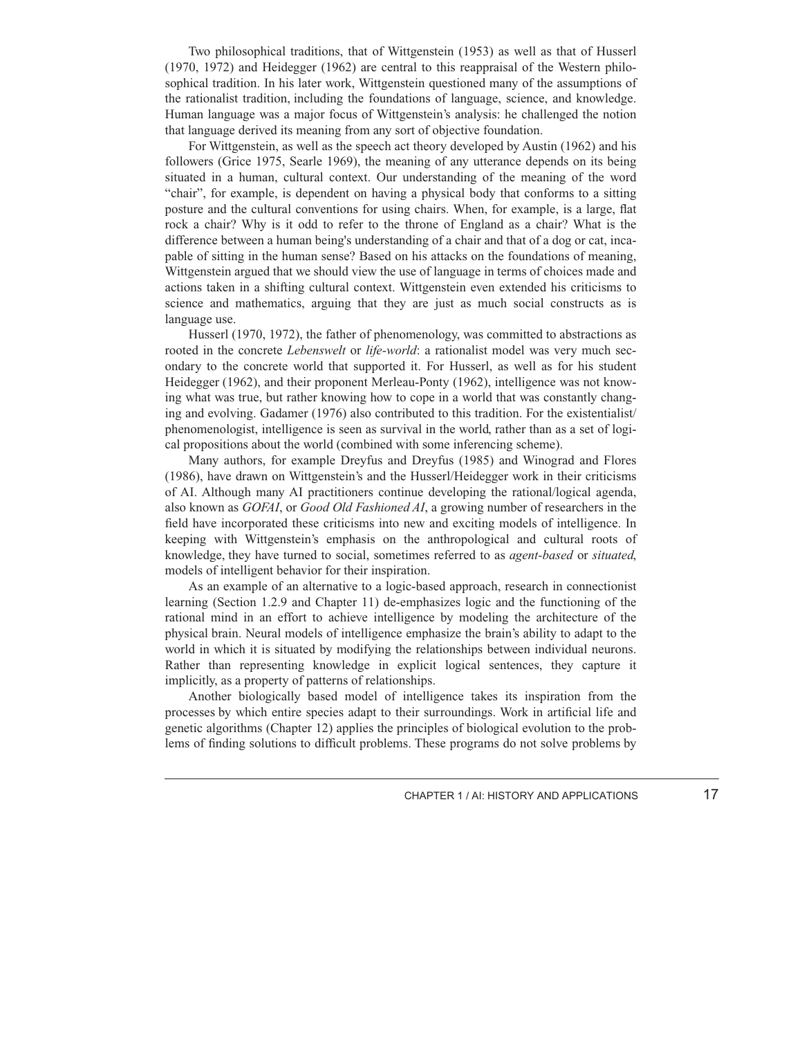Two philosophical traditions, that of Wittgenstein (1953) as well as that of Husserl (1970, 1972) and Heidegger (1962) are central to this reappraisal of the Western philosophical tradition. In his later work, Wittgenstein questioned many of the assumptions of the rationalist tradition, including the foundations of language, science, and knowledge. Human language was a major focus of Wittgenstein's analysis: he challenged the notion that language derived its meaning from any sort of objective foundation.

For Wittgenstein, as well as the speech act theory developed by Austin (1962) and his followers (Grice 1975, Searle 1969), the meaning of any utterance depends on its being situated in a human, cultural context. Our understanding of the meaning of the word "chair", for example, is dependent on having a physical body that conforms to a sitting posture and the cultural conventions for using chairs. When, for example, is a large, flat rock a chair? Why is it odd to refer to the throne of England as a chair? What is the difference between a human being's understanding of a chair and that of a dog or cat, incapable of sitting in the human sense? Based on his attacks on the foundations of meaning, Wittgenstein argued that we should view the use of language in terms of choices made and actions taken in a shifting cultural context. Wittgenstein even extended his criticisms to science and mathematics, arguing that they are just as much social constructs as is language use.

Husserl (1970, 1972), the father of phenomenology, was committed to abstractions as rooted in the concrete *Lebenswelt* or *life-world*: a rationalist model was very much secondary to the concrete world that supported it. For Husserl, as well as for his student Heidegger (1962), and their proponent Merleau-Ponty (1962), intelligence was not knowing what was true, but rather knowing how to cope in a world that was constantly changing and evolving. Gadamer (1976) also contributed to this tradition. For the existentialist/phenomenologist, intelligence is seen as survival in the world, rather than as a set of logical propositions about the world (combined with some inferencing scheme).

Many authors, for example Dreyfus and Dreyfus (1985) and Winograd and Flores (1986), have drawn on Wittgenstein's and the Husserl/Heidegger work in their criticisms of AI. Although many AI practitioners continue developing the rational/logical agenda, also known as *GOFAI*, or *Good Old Fashioned AI*, a growing number of researchers in the field have incorporated these criticisms into new and exciting models of intelligence. In keeping with Wittgenstein's emphasis on the anthropological and cultural roots of knowledge, they have turned to social, sometimes referred to as *agent-based* or *situated*, models of intelligent behavior for their inspiration.

As an example of an alternative to a logic-based approach, research in connectionist learning (Section 1.2.9 and Chapter 11) de-emphasizes logic and the functioning of the rational mind in an effort to achieve intelligence by modeling the architecture of the physical brain. Neural models of intelligence emphasize the brain's ability to adapt to the world in which it is situated by modifying the relationships between individual neurons. Rather than representing knowledge in explicit logical sentences, they capture it implicitly, as a property of patterns of relationships.

Another biologically based model of intelligence takes its inspiration from the processes by which entire species adapt to their surroundings. Work in artificial life and genetic algorithms (Chapter 12) applies the principles of biological evolution to the problems of finding solutions to difficult problems. These programs do not solve problems by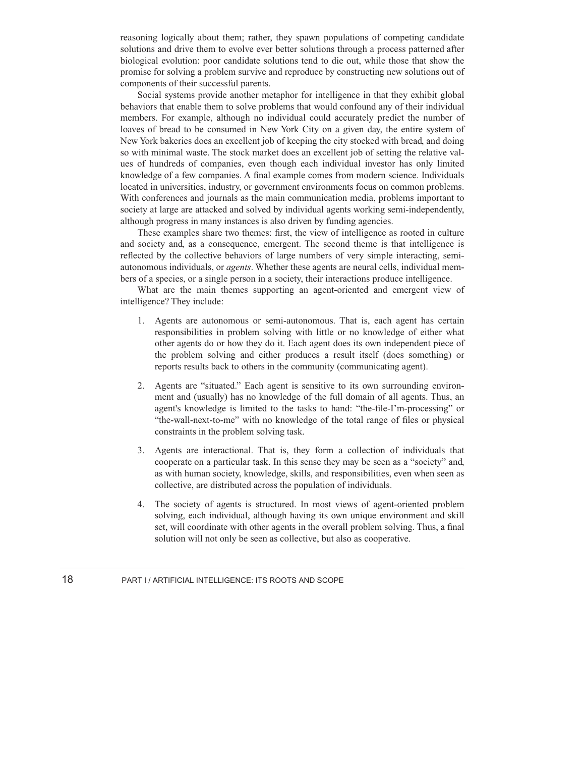reasoning logically about them; rather, they spawn populations of competing candidate solutions and drive them to evolve ever better solutions through a process patterned after biological evolution: poor candidate solutions tend to die out, while those that show the promise for solving a problem survive and reproduce by constructing new solutions out of components of their successful parents.

Social systems provide another metaphor for intelligence in that they exhibit global behaviors that enable them to solve problems that would confound any of their individual members. For example, although no individual could accurately predict the number of loaves of bread to be consumed in New York City on a given day, the entire system of New York bakeries does an excellent job of keeping the city stocked with bread, and doing so with minimal waste. The stock market does an excellent job of setting the relative values of hundreds of companies, even though each individual investor has only limited knowledge of a few companies. A final example comes from modern science. Individuals located in universities, industry, or government environments focus on common problems. With conferences and journals as the main communication media, problems important to society at large are attacked and solved by individual agents working semi-independently, although progress in many instances is also driven by funding agencies.

These examples share two themes: first, the view of intelligence as rooted in culture and society and, as a consequence, emergent. The second theme is that intelligence is reflected by the collective behaviors of large numbers of very simple interacting, semi-autonomous individuals, or *agents*. Whether these agents are neural cells, individual members of a species, or a single person in a society, their interactions produce intelligence.

What are the main themes supporting an agent-oriented and emergent view of intelligence? They include:

1. Agents are autonomous or semi-autonomous. That is, each agent has certain responsibilities in problem solving with little or no knowledge of either what other agents do or how they do it. Each agent does its own independent piece of the problem solving and either produces a result itself (does something) or reports results back to others in the community (communicating agent).

2. Agents are "situated." Each agent is sensitive to its own surrounding environment and (usually) has no knowledge of the full domain of all agents. Thus, an agent's knowledge is limited to the tasks to hand: "the-file-I'm-processing" or "the-wall-next-to-me" with no knowledge of the total range of files or physical constraints in the problem solving task.

3. Agents are interactional. That is, they form a collection of individuals that cooperate on a particular task. In this sense they may be seen as a "society" and, as with human society, knowledge, skills, and responsibilities, even when seen as collective, are distributed across the population of individuals.

4. The society of agents is structured. In most views of agent-oriented problem solving, each individual, although having its own unique environment and skill set, will coordinate with other agents in the overall problem solving. Thus, a final solution will not only be seen as collective, but also as cooperative.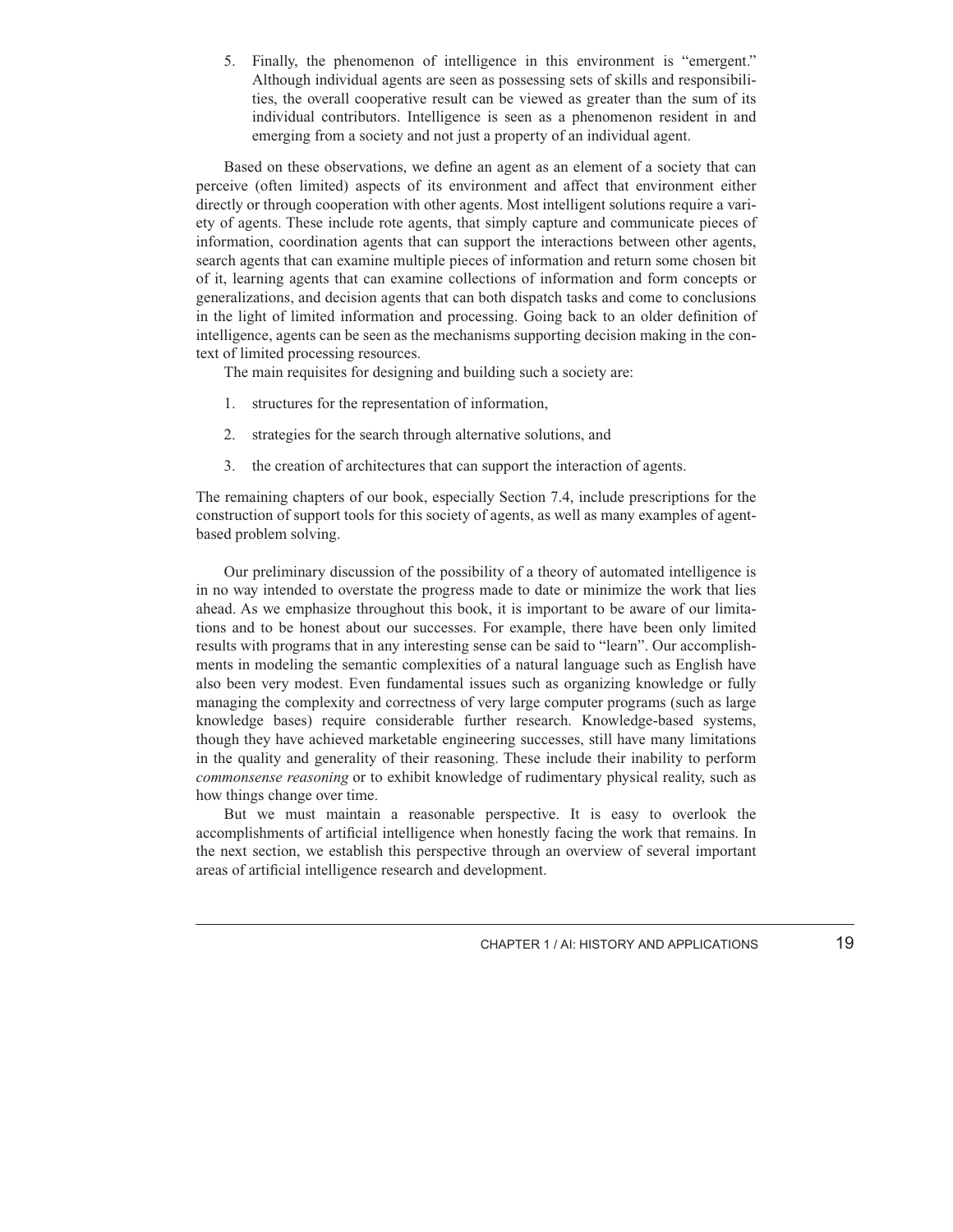5. Finally, the phenomenon of intelligence in this environment is "emergent." Although individual agents are seen as possessing sets of skills and responsibilities, the overall cooperative result can be viewed as greater than the sum of its individual contributors. Intelligence is seen as a phenomenon resident in and emerging from a society and not just a property of an individual agent.

Based on these observations, we define an agent as an element of a society that can perceive (often limited) aspects of its environment and affect that environment either directly or through cooperation with other agents. Most intelligent solutions require a variety of agents. These include rote agents, that simply capture and communicate pieces of information, coordination agents that can support the interactions between other agents, search agents that can examine multiple pieces of information and return some chosen bit of it, learning agents that can examine collections of information and form concepts or generalizations, and decision agents that can both dispatch tasks and come to conclusions in the light of limited information and processing. Going back to an older definition of intelligence, agents can be seen as the mechanisms supporting decision making in the context of limited processing resources.

The main requisites for designing and building such a society are:

1. structures for the representation of information,

2. strategies for the search through alternative solutions, and

3. the creation of architectures that can support the interaction of agents.

The remaining chapters of our book, especially Section 7.4, include prescriptions for the construction of support tools for this society of agents, as well as many examples of agent-based problem solving.

Our preliminary discussion of the possibility of a theory of automated intelligence is in no way intended to overstate the progress made to date or minimize the work that lies ahead. As we emphasize throughout this book, it is important to be aware of our limitations and to be honest about our successes. For example, there have been only limited results with programs that in any interesting sense can be said to "learn". Our accomplishments in modeling the semantic complexities of a natural language such as English have also been very modest. Even fundamental issues such as organizing knowledge or fully managing the complexity and correctness of very large computer programs (such as large knowledge bases) require considerable further research. Knowledge-based systems, though they have achieved marketable engineering successes, still have many limitations in the quality and generality of their reasoning. These include their inability to perform *commonsense reasoning* or to exhibit knowledge of rudimentary physical reality, such as how things change over time.

But we must maintain a reasonable perspective. It is easy to overlook the accomplishments of artificial intelligence when honestly facing the work that remains. In the next section, we establish this perspective through an overview of several important areas of artificial intelligence research and development.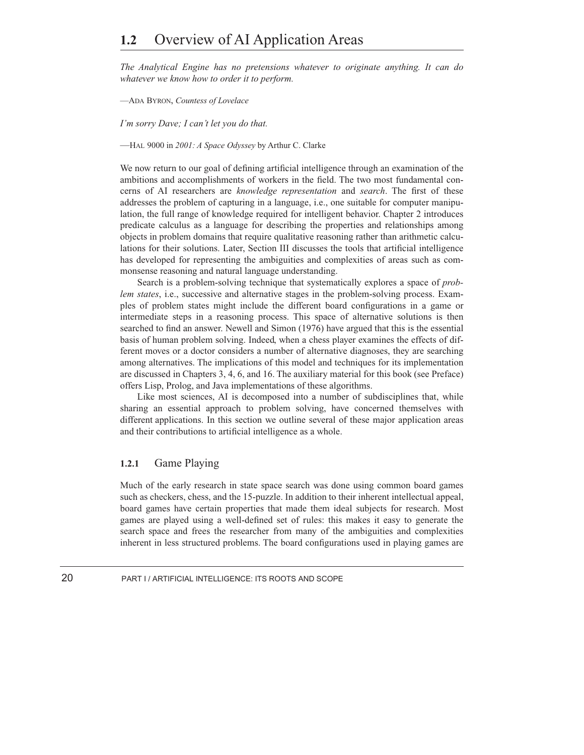## 1.2 Overview of AI Application Areas

*The Analytical Engine has no pretensions whatever to originate anything. It can do whatever we know how to order it to perform.*

—ADA BYRON, *Countess of Lovelace*

*I'm sorry Dave; I can't let you do that.*

—HAL 9000 in *2001: A Space Odyssey* by Arthur C. Clarke

We now return to our goal of defining artificial intelligence through an examination of the ambitions and accomplishments of workers in the field. The two most fundamental concerns of AI researchers are *knowledge representation* and *search*. The first of these addresses the problem of capturing in a language, i.e., one suitable for computer manipulation, the full range of knowledge required for intelligent behavior. Chapter 2 introduces predicate calculus as a language for describing the properties and relationships among objects in problem domains that require qualitative reasoning rather than arithmetic calculations for their solutions. Later, Section III discusses the tools that artificial intelligence has developed for representing the ambiguities and complexities of areas such as commonsense reasoning and natural language understanding.

Search is a problem-solving technique that systematically explores a space of *problem states*, i.e., successive and alternative stages in the problem-solving process. Examples of problem states might include the different board configurations in a game or intermediate steps in a reasoning process. This space of alternative solutions is then searched to find an answer. Newell and Simon (1976) have argued that this is the essential basis of human problem solving. Indeed, when a chess player examines the effects of different moves or a doctor considers a number of alternative diagnoses, they are searching among alternatives. The implications of this model and techniques for its implementation are discussed in Chapters 3, 4, 6, and 16. The auxiliary material for this book (see Preface) offers Lisp, Prolog, and Java implementations of these algorithms.

Like most sciences, AI is decomposed into a number of subdisciplines that, while sharing an essential approach to problem solving, have concerned themselves with different applications. In this section we outline several of these major application areas and their contributions to artificial intelligence as a whole.

### 1.2.1 Game Playing

Much of the early research in state space search was done using common board games such as checkers, chess, and the 15-puzzle. In addition to their inherent intellectual appeal, board games have certain properties that made them ideal subjects for research. Most games are played using a well-defined set of rules: this makes it easy to generate the search space and frees the researcher from many of the ambiguities and complexities inherent in less structured problems. The board configurations used in playing games are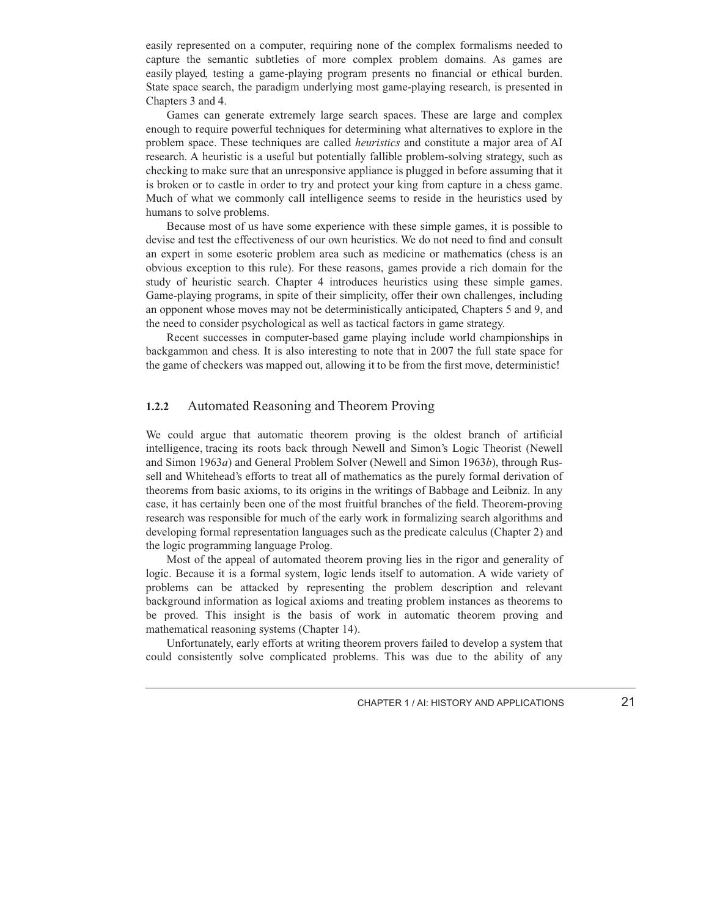easily represented on a computer, requiring none of the complex formalisms needed to capture the semantic subtleties of more complex problem domains. As games are easily played, testing a game-playing program presents no financial or ethical burden. State space search, the paradigm underlying most game-playing research, is presented in Chapters 3 and 4.

Games can generate extremely large search spaces. These are large and complex enough to require powerful techniques for determining what alternatives to explore in the problem space. These techniques are called *heuristics* and constitute a major area of AI research. A heuristic is a useful but potentially fallible problem-solving strategy, such as checking to make sure that an unresponsive appliance is plugged in before assuming that it is broken or to castle in order to try and protect your king from capture in a chess game. Much of what we commonly call intelligence seems to reside in the heuristics used by humans to solve problems.

Because most of us have some experience with these simple games, it is possible to devise and test the effectiveness of our own heuristics. We do not need to find and consult an expert in some esoteric problem area such as medicine or mathematics (chess is an obvious exception to this rule). For these reasons, games provide a rich domain for the study of heuristic search. Chapter 4 introduces heuristics using these simple games. Game-playing programs, in spite of their simplicity, offer their own challenges, including an opponent whose moves may not be deterministically anticipated, Chapters 5 and 9, and the need to consider psychological as well as tactical factors in game strategy.

Recent successes in computer-based game playing include world championships in backgammon and chess. It is also interesting to note that in 2007 the full state space for the game of checkers was mapped out, allowing it to be from the first move, deterministic!

### 1.2.2 Automated Reasoning and Theorem Proving

We could argue that automatic theorem proving is the oldest branch of artificial intelligence, tracing its roots back through Newell and Simon's Logic Theorist (Newell and Simon 1963*a*) and General Problem Solver (Newell and Simon 1963*b*), through Russell and Whitehead's efforts to treat all of mathematics as the purely formal derivation of theorems from basic axioms, to its origins in the writings of Babbage and Leibniz. In any case, it has certainly been one of the most fruitful branches of the field. Theorem-proving research was responsible for much of the early work in formalizing search algorithms and developing formal representation languages such as the predicate calculus (Chapter 2) and the logic programming language Prolog.

Most of the appeal of automated theorem proving lies in the rigor and generality of logic. Because it is a formal system, logic lends itself to automation. A wide variety of problems can be attacked by representing the problem description and relevant background information as logical axioms and treating problem instances as theorems to be proved. This insight is the basis of work in automatic theorem proving and mathematical reasoning systems (Chapter 14).

Unfortunately, early efforts at writing theorem provers failed to develop a system that could consistently solve complicated problems. This was due to the ability of any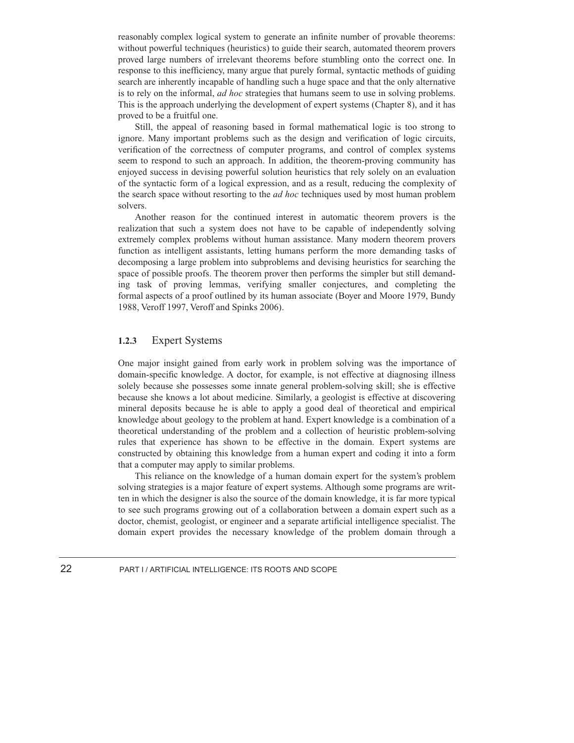reasonably complex logical system to generate an infinite number of provable theorems: without powerful techniques (heuristics) to guide their search, automated theorem provers proved large numbers of irrelevant theorems before stumbling onto the correct one. In response to this inefficiency, many argue that purely formal, syntactic methods of guiding search are inherently incapable of handling such a huge space and that the only alternative is to rely on the informal, *ad hoc* strategies that humans seem to use in solving problems. This is the approach underlying the development of expert systems (Chapter 8), and it has proved to be a fruitful one.

Still, the appeal of reasoning based in formal mathematical logic is too strong to ignore. Many important problems such as the design and verification of logic circuits, verification of the correctness of computer programs, and control of complex systems seem to respond to such an approach. In addition, the theorem-proving community has enjoyed success in devising powerful solution heuristics that rely solely on an evaluation of the syntactic form of a logical expression, and as a result, reducing the complexity of the search space without resorting to the *ad hoc* techniques used by most human problem solvers.

Another reason for the continued interest in automatic theorem provers is the realization that such a system does not have to be capable of independently solving extremely complex problems without human assistance. Many modern theorem provers function as intelligent assistants, letting humans perform the more demanding tasks of decomposing a large problem into subproblems and devising heuristics for searching the space of possible proofs. The theorem prover then performs the simpler but still demanding task of proving lemmas, verifying smaller conjectures, and completing the formal aspects of a proof outlined by its human associate (Boyer and Moore 1979, Bundy 1988, Veroff 1997, Veroff and Spinks 2006).

### **1.2.3** Expert Systems

One major insight gained from early work in problem solving was the importance of domain-specific knowledge. A doctor, for example, is not effective at diagnosing illness solely because she possesses some innate general problem-solving skill; she is effective because she knows a lot about medicine. Similarly, a geologist is effective at discovering mineral deposits because he is able to apply a good deal of theoretical and empirical knowledge about geology to the problem at hand. Expert knowledge is a combination of a theoretical understanding of the problem and a collection of heuristic problem-solving rules that experience has shown to be effective in the domain. Expert systems are constructed by obtaining this knowledge from a human expert and coding it into a form that a computer may apply to similar problems.

This reliance on the knowledge of a human domain expert for the system's problem solving strategies is a major feature of expert systems. Although some programs are written in which the designer is also the source of the domain knowledge, it is far more typical to see such programs growing out of a collaboration between a domain expert such as a doctor, chemist, geologist, or engineer and a separate artificial intelligence specialist. The domain expert provides the necessary knowledge of the problem domain through a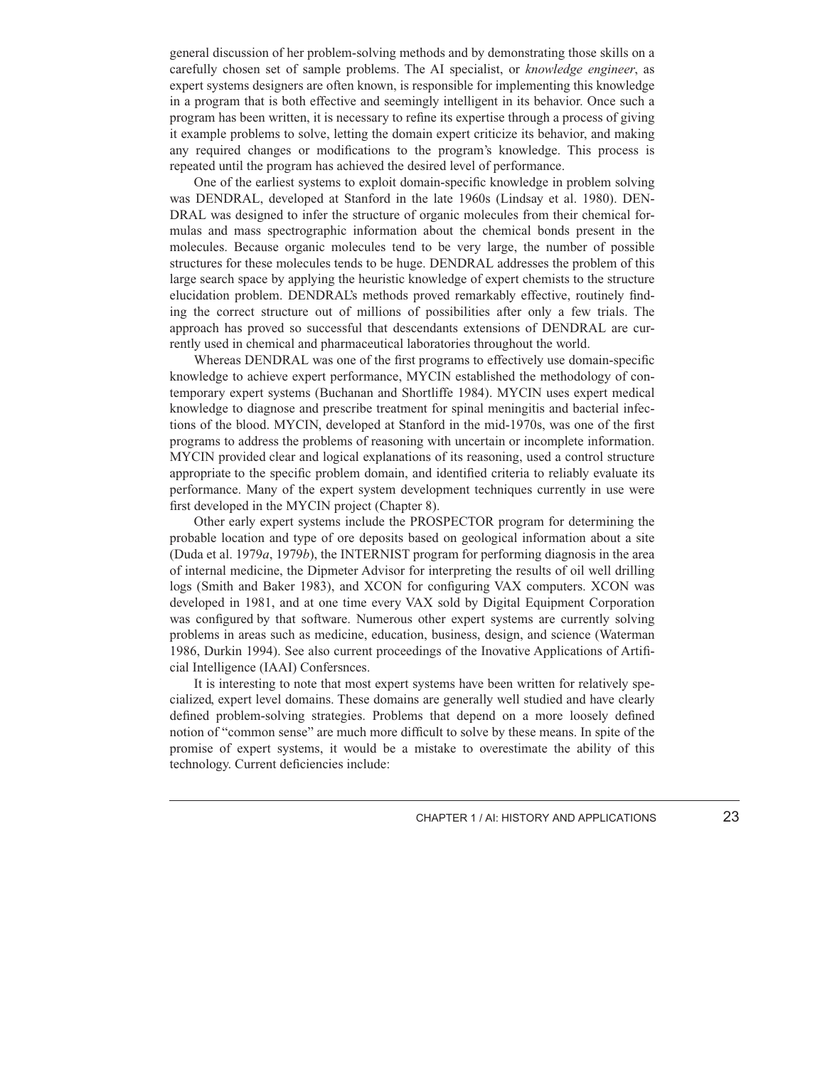general discussion of her problem-solving methods and by demonstrating those skills on a carefully chosen set of sample problems. The AI specialist, or *knowledge engineer*, as expert systems designers are often known, is responsible for implementing this knowledge in a program that is both effective and seemingly intelligent in its behavior. Once such a program has been written, it is necessary to refine its expertise through a process of giving it example problems to solve, letting the domain expert criticize its behavior, and making any required changes or modifications to the program's knowledge. This process is repeated until the program has achieved the desired level of performance.

One of the earliest systems to exploit domain-specific knowledge in problem solving was DENDRAL, developed at Stanford in the late 1960s (Lindsay et al. 1980). DENDRAL was designed to infer the structure of organic molecules from their chemical formulas and mass spectrographic information about the chemical bonds present in the molecules. Because organic molecules tend to be very large, the number of possible structures for these molecules tends to be huge. DENDRAL addresses the problem of this large search space by applying the heuristic knowledge of expert chemists to the structure elucidation problem. DENDRAL's methods proved remarkably effective, routinely finding the correct structure out of millions of possibilities after only a few trials. The approach has proved so successful that descendants extensions of DENDRAL are currently used in chemical and pharmaceutical laboratories throughout the world.

Whereas DENDRAL was one of the first programs to effectively use domain-specific knowledge to achieve expert performance, MYCIN established the methodology of contemporary expert systems (Buchanan and Shortliffe 1984). MYCIN uses expert medical knowledge to diagnose and prescribe treatment for spinal meningitis and bacterial infections of the blood. MYCIN, developed at Stanford in the mid-1970s, was one of the first programs to address the problems of reasoning with uncertain or incomplete information. MYCIN provided clear and logical explanations of its reasoning, used a control structure appropriate to the specific problem domain, and identified criteria to reliably evaluate its performance. Many of the expert system development techniques currently in use were first developed in the MYCIN project (Chapter 8).

Other early expert systems include the PROSPECTOR program for determining the probable location and type of ore deposits based on geological information about a site (Duda et al. 1979*a*, 1979*b*), the INTERNIST program for performing diagnosis in the area of internal medicine, the Dipmeter Advisor for interpreting the results of oil well drilling logs (Smith and Baker 1983), and XCON for configuring VAX computers. XCON was developed in 1981, and at one time every VAX sold by Digital Equipment Corporation was configured by that software. Numerous other expert systems are currently solving problems in areas such as medicine, education, business, design, and science (Waterman 1986, Durkin 1994). See also current proceedings of the Inovative Applications of Artificial Intelligence (IAAI) Confersnces.

It is interesting to note that most expert systems have been written for relatively specialized, expert level domains. These domains are generally well studied and have clearly defined problem-solving strategies. Problems that depend on a more loosely defined notion of "common sense" are much more difficult to solve by these means. In spite of the promise of expert systems, it would be a mistake to overestimate the ability of this technology. Current deficiencies include: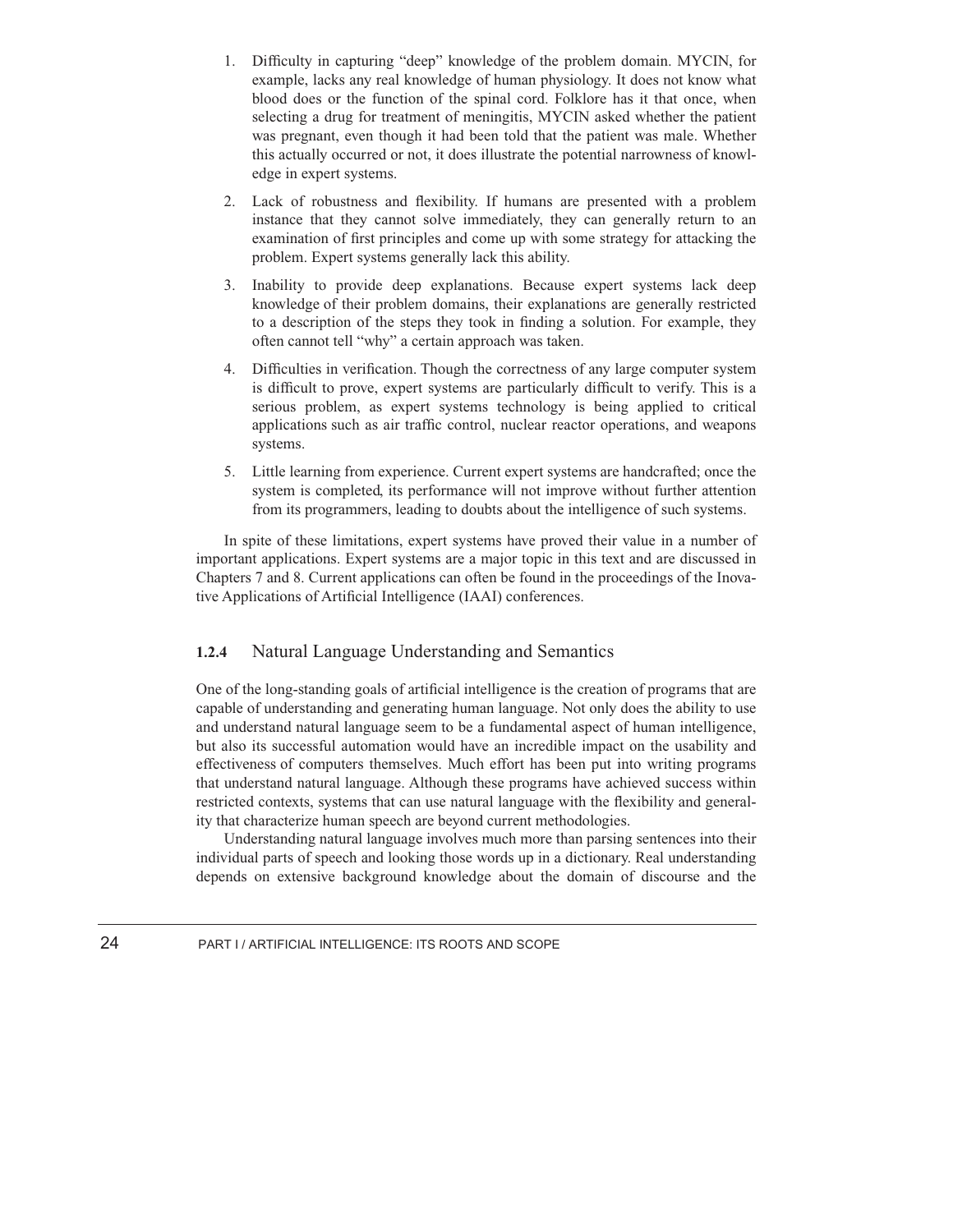1. Difficulty in capturing "deep" knowledge of the problem domain. MYCIN, for example, lacks any real knowledge of human physiology. It does not know what blood does or the function of the spinal cord. Folklore has it that once, when selecting a drug for treatment of meningitis, MYCIN asked whether the patient was pregnant, even though it had been told that the patient was male. Whether this actually occurred or not, it does illustrate the potential narrowness of knowledge in expert systems.

2. Lack of robustness and flexibility. If humans are presented with a problem instance that they cannot solve immediately, they can generally return to an examination of first principles and come up with some strategy for attacking the problem. Expert systems generally lack this ability.

3. Inability to provide deep explanations. Because expert systems lack deep knowledge of their problem domains, their explanations are generally restricted to a description of the steps they took in finding a solution. For example, they often cannot tell "why" a certain approach was taken.

4. Difficulties in verification. Though the correctness of any large computer system is difficult to prove, expert systems are particularly difficult to verify. This is a serious problem, as expert systems technology is being applied to critical applications such as air traffic control, nuclear reactor operations, and weapons systems.

5. Little learning from experience. Current expert systems are handcrafted; once the system is completed, its performance will not improve without further attention from its programmers, leading to doubts about the intelligence of such systems.

In spite of these limitations, expert systems have proved their value in a number of important applications. Expert systems are a major topic in this text and are discussed in Chapters 7 and 8. Current applications can often be found in the proceedings of the Inovative Applications of Artificial Intelligence (IAAI) conferences.

### 1.2.4 Natural Language Understanding and Semantics

One of the long-standing goals of artificial intelligence is the creation of programs that are capable of understanding and generating human language. Not only does the ability to use and understand natural language seem to be a fundamental aspect of human intelligence, but also its successful automation would have an incredible impact on the usability and effectiveness of computers themselves. Much effort has been put into writing programs that understand natural language. Although these programs have achieved success within restricted contexts, systems that can use natural language with the flexibility and generality that characterize human speech are beyond current methodologies.

Understanding natural language involves much more than parsing sentences into their individual parts of speech and looking those words up in a dictionary. Real understanding depends on extensive background knowledge about the domain of discourse and the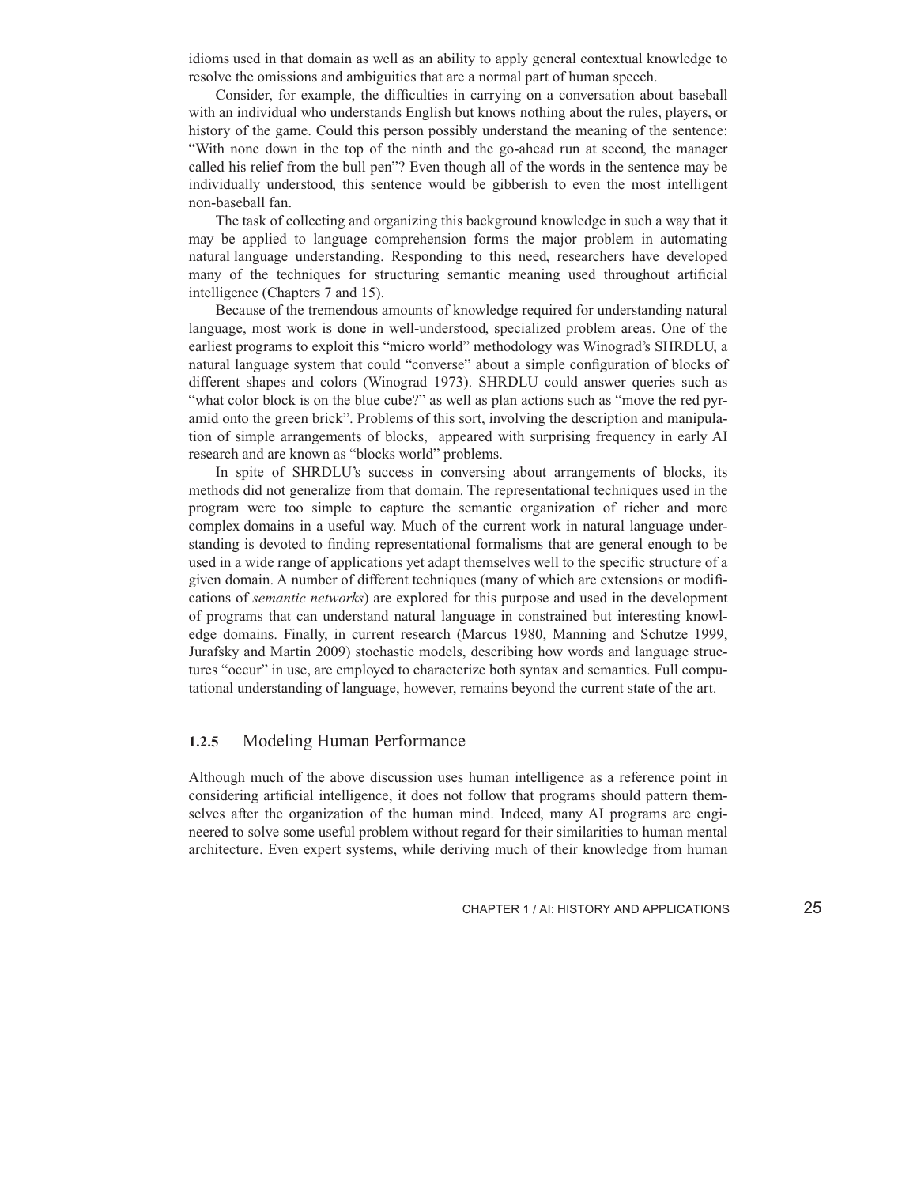idioms used in that domain as well as an ability to apply general contextual knowledge to resolve the omissions and ambiguities that are a normal part of human speech.

Consider, for example, the difficulties in carrying on a conversation about baseball with an individual who understands English but knows nothing about the rules, players, or history of the game. Could this person possibly understand the meaning of the sentence: "With none down in the top of the ninth and the go-ahead run at second, the manager called his relief from the bull pen"? Even though all of the words in the sentence may be individually understood, this sentence would be gibberish to even the most intelligent non-baseball fan.

The task of collecting and organizing this background knowledge in such a way that it may be applied to language comprehension forms the major problem in automating natural language understanding. Responding to this need, researchers have developed many of the techniques for structuring semantic meaning used throughout artificial intelligence (Chapters 7 and 15).

Because of the tremendous amounts of knowledge required for understanding natural language, most work is done in well-understood, specialized problem areas. One of the earliest programs to exploit this "micro world" methodology was Winograd's SHRDLU, a natural language system that could "converse" about a simple configuration of blocks of different shapes and colors (Winograd 1973). SHRDLU could answer queries such as "what color block is on the blue cube?" as well as plan actions such as "move the red pyramid onto the green brick". Problems of this sort, involving the description and manipulation of simple arrangements of blocks, appeared with surprising frequency in early AI research and are known as "blocks world" problems.

In spite of SHRDLU's success in conversing about arrangements of blocks, its methods did not generalize from that domain. The representational techniques used in the program were too simple to capture the semantic organization of richer and more complex domains in a useful way. Much of the current work in natural language understanding is devoted to finding representational formalisms that are general enough to be used in a wide range of applications yet adapt themselves well to the specific structure of a given domain. A number of different techniques (many of which are extensions or modifications of *semantic networks*) are explored for this purpose and used in the development of programs that can understand natural language in constrained but interesting knowledge domains. Finally, in current research (Marcus 1980, Manning and Schutze 1999, Jurafsky and Martin 2009) stochastic models, describing how words and language structures "occur" in use, are employed to characterize both syntax and semantics. Full computational understanding of language, however, remains beyond the current state of the art.

### 1.2.5 Modeling Human Performance

Although much of the above discussion uses human intelligence as a reference point in considering artificial intelligence, it does not follow that programs should pattern themselves after the organization of the human mind. Indeed, many AI programs are engineered to solve some useful problem without regard for their similarities to human mental architecture. Even expert systems, while deriving much of their knowledge from human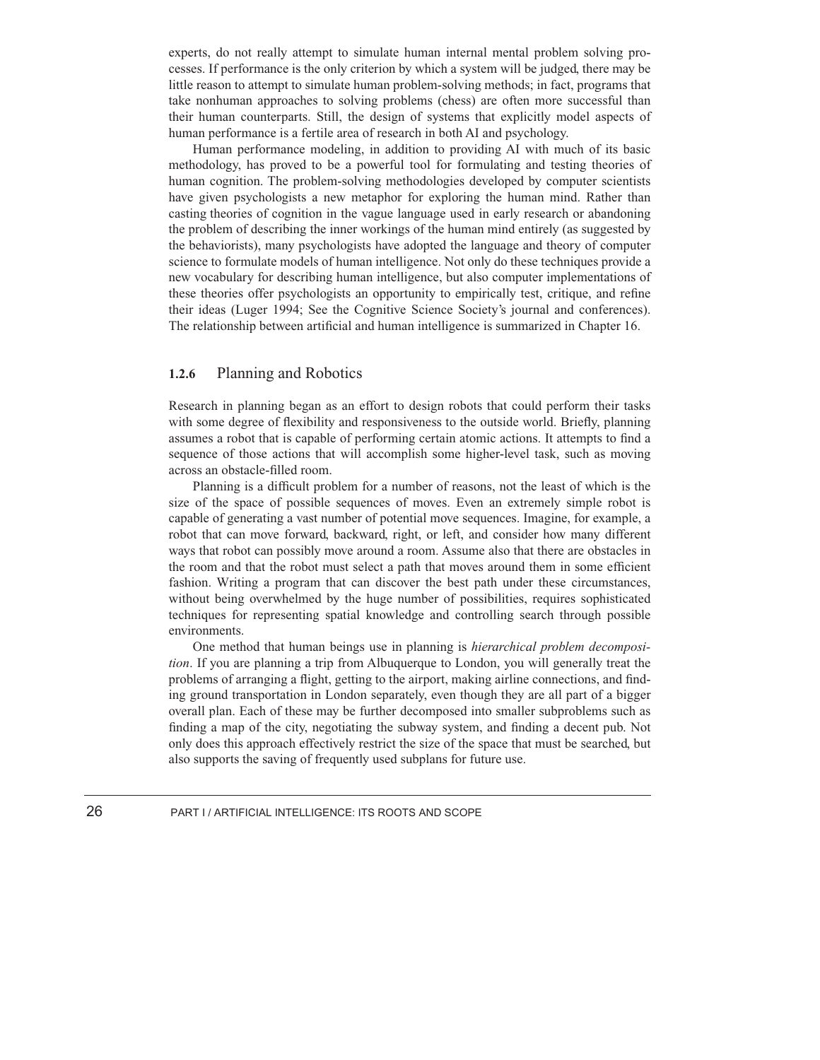experts, do not really attempt to simulate human internal mental problem solving processes. If performance is the only criterion by which a system will be judged, there may be little reason to attempt to simulate human problem-solving methods; in fact, programs that take nonhuman approaches to solving problems (chess) are often more successful than their human counterparts. Still, the design of systems that explicitly model aspects of human performance is a fertile area of research in both AI and psychology.

Human performance modeling, in addition to providing AI with much of its basic methodology, has proved to be a powerful tool for formulating and testing theories of human cognition. The problem-solving methodologies developed by computer scientists have given psychologists a new metaphor for exploring the human mind. Rather than casting theories of cognition in the vague language used in early research or abandoning the problem of describing the inner workings of the human mind entirely (as suggested by the behaviorists), many psychologists have adopted the language and theory of computer science to formulate models of human intelligence. Not only do these techniques provide a new vocabulary for describing human intelligence, but also computer implementations of these theories offer psychologists an opportunity to empirically test, critique, and refine their ideas (Luger 1994; See the Cognitive Science Society's journal and conferences). The relationship between artificial and human intelligence is summarized in Chapter 16.

### 1.2.6 Planning and Robotics

Research in planning began as an effort to design robots that could perform their tasks with some degree of flexibility and responsiveness to the outside world. Briefly, planning assumes a robot that is capable of performing certain atomic actions. It attempts to find a sequence of those actions that will accomplish some higher-level task, such as moving across an obstacle-filled room.

Planning is a difficult problem for a number of reasons, not the least of which is the size of the space of possible sequences of moves. Even an extremely simple robot is capable of generating a vast number of potential move sequences. Imagine, for example, a robot that can move forward, backward, right, or left, and consider how many different ways that robot can possibly move around a room. Assume also that there are obstacles in the room and that the robot must select a path that moves around them in some efficient fashion. Writing a program that can discover the best path under these circumstances, without being overwhelmed by the huge number of possibilities, requires sophisticated techniques for representing spatial knowledge and controlling search through possible environments.

One method that human beings use in planning is *hierarchical problem decomposition*. If you are planning a trip from Albuquerque to London, you will generally treat the problems of arranging a flight, getting to the airport, making airline connections, and finding ground transportation in London separately, even though they are all part of a bigger overall plan. Each of these may be further decomposed into smaller subproblems such as finding a map of the city, negotiating the subway system, and finding a decent pub. Not only does this approach effectively restrict the size of the space that must be searched, but also supports the saving of frequently used subplans for future use.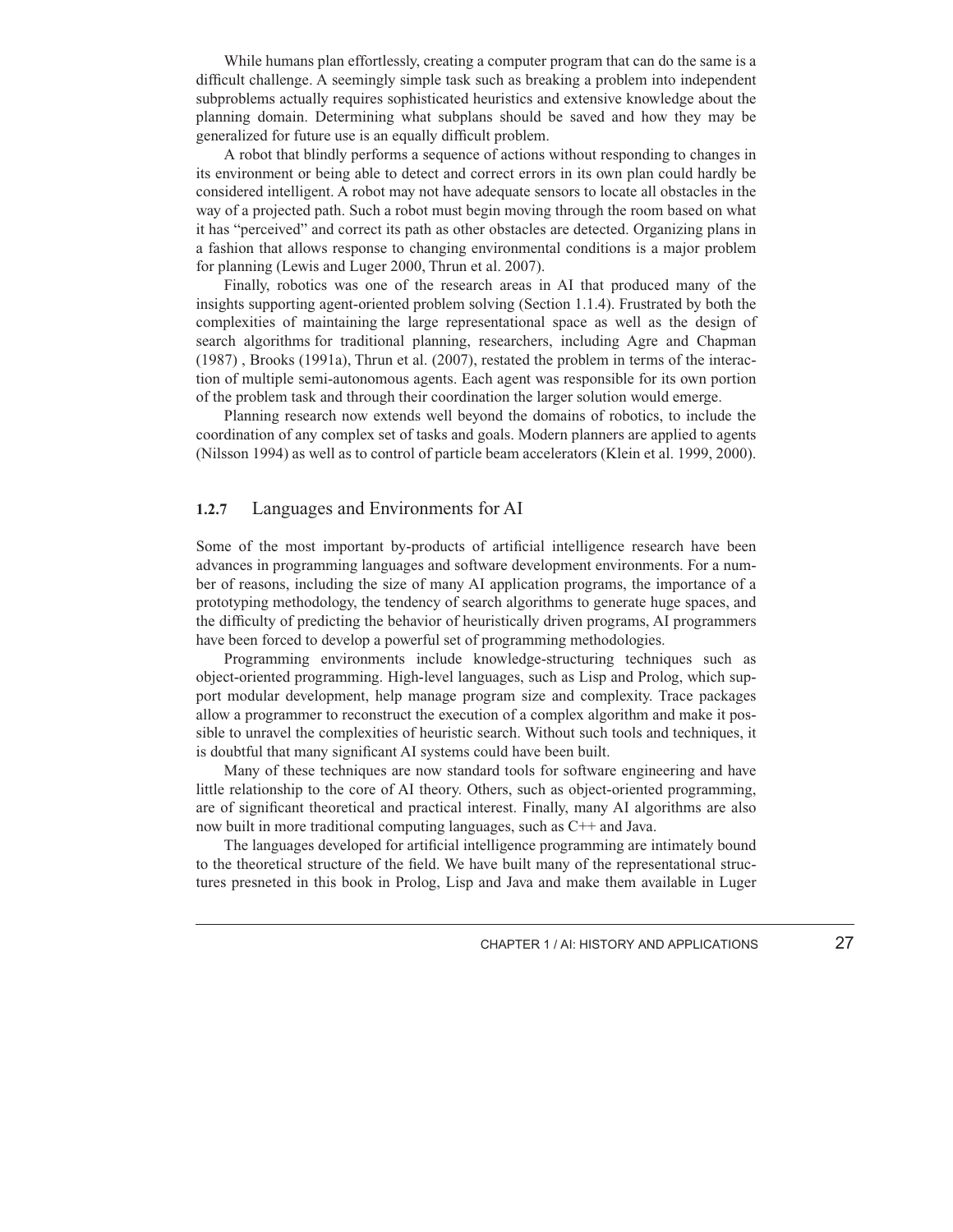While humans plan effortlessly, creating a computer program that can do the same is a difficult challenge. A seemingly simple task such as breaking a problem into independent subproblems actually requires sophisticated heuristics and extensive knowledge about the planning domain. Determining what subplans should be saved and how they may be generalized for future use is an equally difficult problem.

A robot that blindly performs a sequence of actions without responding to changes in its environment or being able to detect and correct errors in its own plan could hardly be considered intelligent. A robot may not have adequate sensors to locate all obstacles in the way of a projected path. Such a robot must begin moving through the room based on what it has "perceived" and correct its path as other obstacles are detected. Organizing plans in a fashion that allows response to changing environmental conditions is a major problem for planning (Lewis and Luger 2000, Thrun et al. 2007).

Finally, robotics was one of the research areas in AI that produced many of the insights supporting agent-oriented problem solving (Section 1.1.4). Frustrated by both the complexities of maintaining the large representational space as well as the design of search algorithms for traditional planning, researchers, including Agre and Chapman (1987) , Brooks (1991a), Thrun et al. (2007), restated the problem in terms of the interaction of multiple semi-autonomous agents. Each agent was responsible for its own portion of the problem task and through their coordination the larger solution would emerge.

Planning research now extends well beyond the domains of robotics, to include the coordination of any complex set of tasks and goals. Modern planners are applied to agents (Nilsson 1994) as well as to control of particle beam accelerators (Klein et al. 1999, 2000).

### 1.2.7 Languages and Environments for AI

Some of the most important by-products of artificial intelligence research have been advances in programming languages and software development environments. For a number of reasons, including the size of many AI application programs, the importance of a prototyping methodology, the tendency of search algorithms to generate huge spaces, and the difficulty of predicting the behavior of heuristically driven programs, AI programmers have been forced to develop a powerful set of programming methodologies.

Programming environments include knowledge-structuring techniques such as object-oriented programming. High-level languages, such as Lisp and Prolog, which support modular development, help manage program size and complexity. Trace packages allow a programmer to reconstruct the execution of a complex algorithm and make it possible to unravel the complexities of heuristic search. Without such tools and techniques, it is doubtful that many significant AI systems could have been built.

Many of these techniques are now standard tools for software engineering and have little relationship to the core of AI theory. Others, such as object-oriented programming, are of significant theoretical and practical interest. Finally, many AI algorithms are also now built in more traditional computing languages, such as C++ and Java.

The languages developed for artificial intelligence programming are intimately bound to the theoretical structure of the field. We have built many of the representational structures presneted in this book in Prolog, Lisp and Java and make them available in Luger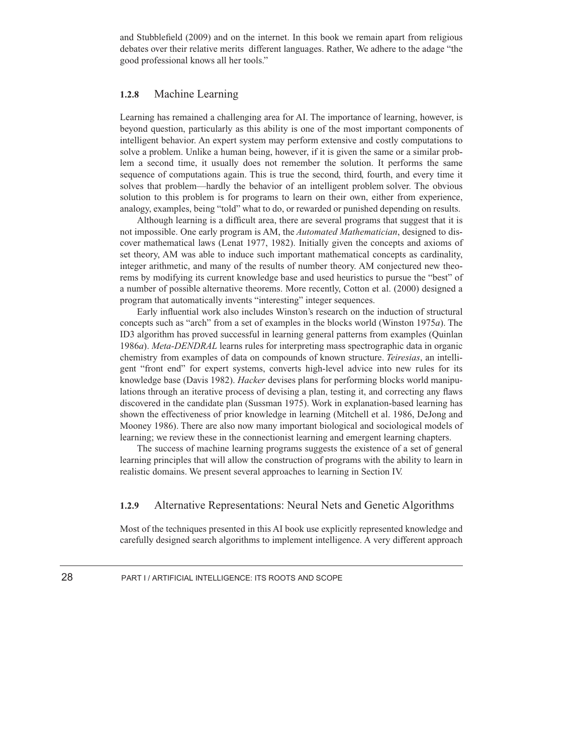and Stubblefield (2009) and on the internet. In this book we remain apart from religious debates over their relative merits different languages. Rather, We adhere to the adage "the good professional knows all her tools."

### 1.2.8 Machine Learning

Learning has remained a challenging area for AI. The importance of learning, however, is beyond question, particularly as this ability is one of the most important components of intelligent behavior. An expert system may perform extensive and costly computations to solve a problem. Unlike a human being, however, if it is given the same or a similar problem a second time, it usually does not remember the solution. It performs the same sequence of computations again. This is true the second, third, fourth, and every time it solves that problem—hardly the behavior of an intelligent problem solver. The obvious solution to this problem is for programs to learn on their own, either from experience, analogy, examples, being "told" what to do, or rewarded or punished depending on results.

Although learning is a difficult area, there are several programs that suggest that it is not impossible. One early program is AM, the *Automated Mathematician*, designed to discover mathematical laws (Lenat 1977, 1982). Initially given the concepts and axioms of set theory, AM was able to induce such important mathematical concepts as cardinality, integer arithmetic, and many of the results of number theory. AM conjectured new theorems by modifying its current knowledge base and used heuristics to pursue the "best" of a number of possible alternative theorems. More recently, Cotton et al. (2000) designed a program that automatically invents "interesting" integer sequences.

Early influential work also includes Winston's research on the induction of structural concepts such as "arch" from a set of examples in the blocks world (Winston 1975*a*). The ID3 algorithm has proved successful in learning general patterns from examples (Quinlan 1986*a*). *Meta-DENDRAL* learns rules for interpreting mass spectrographic data in organic chemistry from examples of data on compounds of known structure. *Teiresias*, an intelligent "front end" for expert systems, converts high-level advice into new rules for its knowledge base (Davis 1982). *Hacker* devises plans for performing blocks world manipulations through an iterative process of devising a plan, testing it, and correcting any flaws discovered in the candidate plan (Sussman 1975). Work in explanation-based learning has shown the effectiveness of prior knowledge in learning (Mitchell et al. 1986, DeJong and Mooney 1986). There are also now many important biological and sociological models of learning; we review these in the connectionist learning and emergent learning chapters.

The success of machine learning programs suggests the existence of a set of general learning principles that will allow the construction of programs with the ability to learn in realistic domains. We present several approaches to learning in Section IV.

### 1.2.9 Alternative Representations: Neural Nets and Genetic Algorithms

Most of the techniques presented in this AI book use explicitly represented knowledge and carefully designed search algorithms to implement intelligence. A very different approach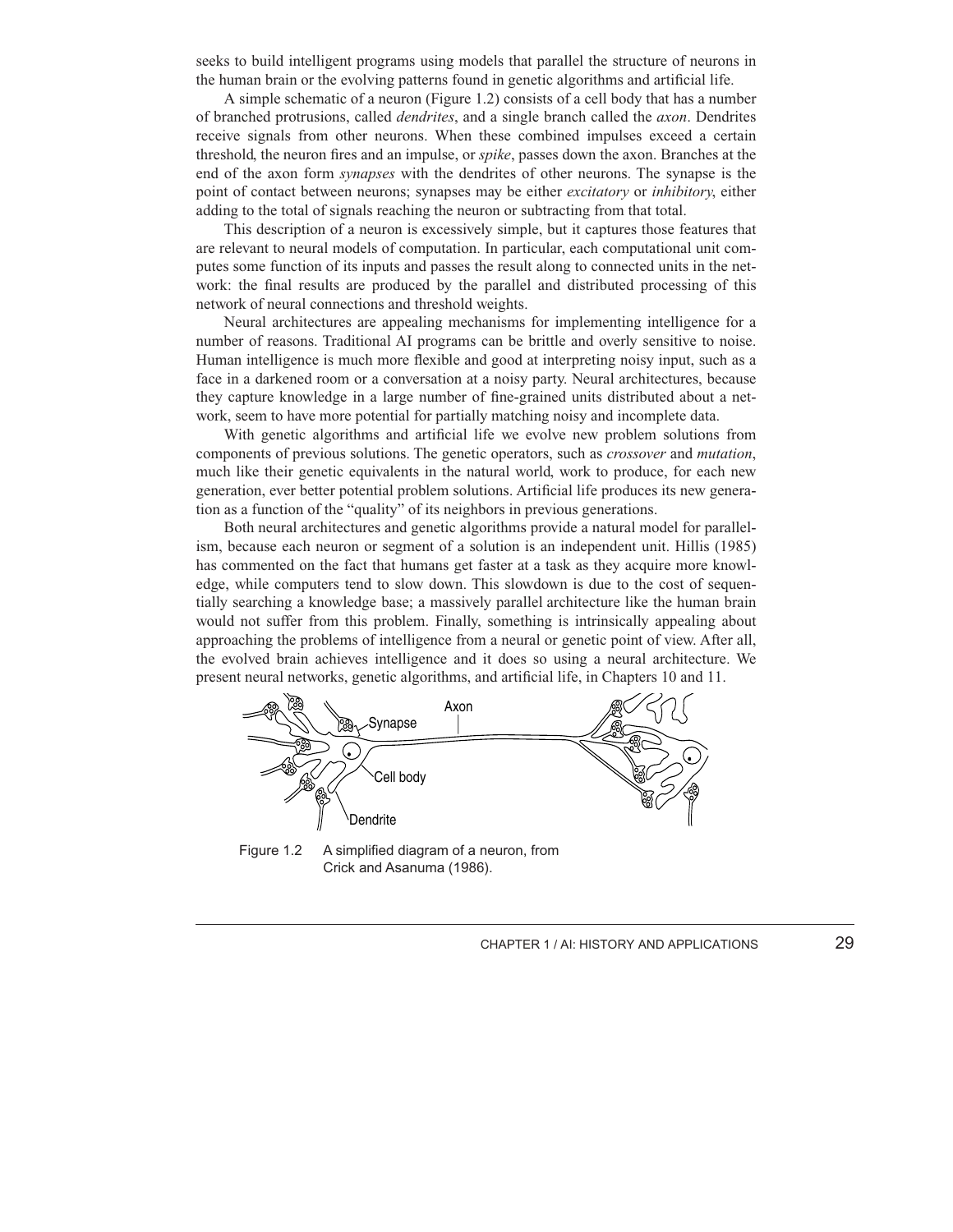seeks to build intelligent programs using models that parallel the structure of neurons in the human brain or the evolving patterns found in genetic algorithms and artificial life.

A simple schematic of a neuron (Figure 1.2) consists of a cell body that has a number of branched protrusions, called *dendrites*, and a single branch called the *axon*. Dendrites receive signals from other neurons. When these combined impulses exceed a certain threshold, the neuron fires and an impulse, or *spike*, passes down the axon. Branches at the end of the axon form *synapses* with the dendrites of other neurons. The synapse is the point of contact between neurons; synapses may be either *excitatory* or *inhibitory*, either adding to the total of signals reaching the neuron or subtracting from that total.

This description of a neuron is excessively simple, but it captures those features that are relevant to neural models of computation. In particular, each computational unit computes some function of its inputs and passes the result along to connected units in the network: the final results are produced by the parallel and distributed processing of this network of neural connections and threshold weights.

Neural architectures are appealing mechanisms for implementing intelligence for a number of reasons. Traditional AI programs can be brittle and overly sensitive to noise. Human intelligence is much more flexible and good at interpreting noisy input, such as a face in a darkened room or a conversation at a noisy party. Neural architectures, because they capture knowledge in a large number of fine-grained units distributed about a network, seem to have more potential for partially matching noisy and incomplete data.

With genetic algorithms and artificial life we evolve new problem solutions from components of previous solutions. The genetic operators, such as *crossover* and *mutation*, much like their genetic equivalents in the natural world, work to produce, for each new generation, ever better potential problem solutions. Artificial life produces its new generation as a function of the "quality" of its neighbors in previous generations.

Both neural architectures and genetic algorithms provide a natural model for parallelism, because each neuron or segment of a solution is an independent unit. Hillis (1985) has commented on the fact that humans get faster at a task as they acquire more knowledge, while computers tend to slow down. This slowdown is due to the cost of sequentially searching a knowledge base; a massively parallel architecture like the human brain would not suffer from this problem. Finally, something is intrinsically appealing about approaching the problems of intelligence from a neural or genetic point of view. After all, the evolved brain achieves intelligence and it does so using a neural architecture. We present neural networks, genetic algorithms, and artificial life, in Chapters 10 and 11.

Figure 1.2 A simplified diagram of a neuron, from Crick and Asanuma (1986).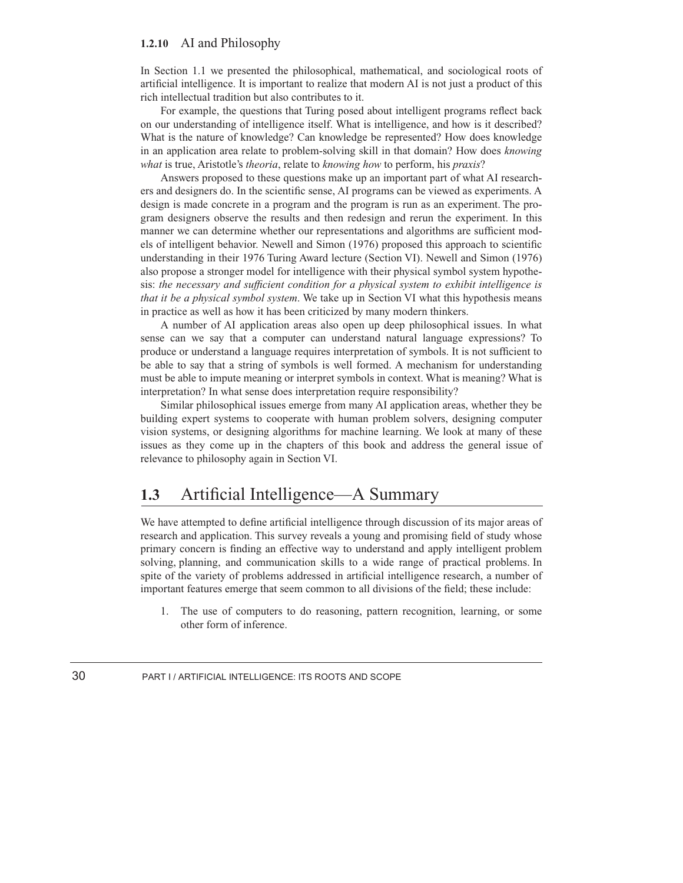### 1.2.10 AI and Philosophy

In Section 1.1 we presented the philosophical, mathematical, and sociological roots of artificial intelligence. It is important to realize that modern AI is not just a product of this rich intellectual tradition but also contributes to it.

For example, the questions that Turing posed about intelligent programs reflect back on our understanding of intelligence itself. What is intelligence, and how is it described? What is the nature of knowledge? Can knowledge be represented? How does knowledge in an application area relate to problem-solving skill in that domain? How does *knowing what* is true, Aristotle's *theoria*, relate to *knowing how* to perform, his *praxis*?

Answers proposed to these questions make up an important part of what AI researchers and designers do. In the scientific sense, AI programs can be viewed as experiments. A design is made concrete in a program and the program is run as an experiment. The program designers observe the results and then redesign and rerun the experiment. In this manner we can determine whether our representations and algorithms are sufficient models of intelligent behavior. Newell and Simon (1976) proposed this approach to scientific understanding in their 1976 Turing Award lecture (Section VI). Newell and Simon (1976) also propose a stronger model for intelligence with their physical symbol system hypothesis: *the necessary and sufficient condition for a physical system to exhibit intelligence is that it be a physical symbol system*. We take up in Section VI what this hypothesis means in practice as well as how it has been criticized by many modern thinkers.

A number of AI application areas also open up deep philosophical issues. In what sense can we say that a computer can understand natural language expressions? To produce or understand a language requires interpretation of symbols. It is not sufficient to be able to say that a string of symbols is well formed. A mechanism for understanding must be able to impute meaning or interpret symbols in context. What is meaning? What is interpretation? In what sense does interpretation require responsibility?

Similar philosophical issues emerge from many AI application areas, whether they be building expert systems to cooperate with human problem solvers, designing computer vision systems, or designing algorithms for machine learning. We look at many of these issues as they come up in the chapters of this book and address the general issue of relevance to philosophy again in Section VI.

## 1.3 Artificial Intelligence—A Summary

We have attempted to define artificial intelligence through discussion of its major areas of research and application. This survey reveals a young and promising field of study whose primary concern is finding an effective way to understand and apply intelligent problem solving, planning, and communication skills to a wide range of practical problems. In spite of the variety of problems addressed in artificial intelligence research, a number of important features emerge that seem common to all divisions of the field; these include:

1. The use of computers to do reasoning, pattern recognition, learning, or some other form of inference.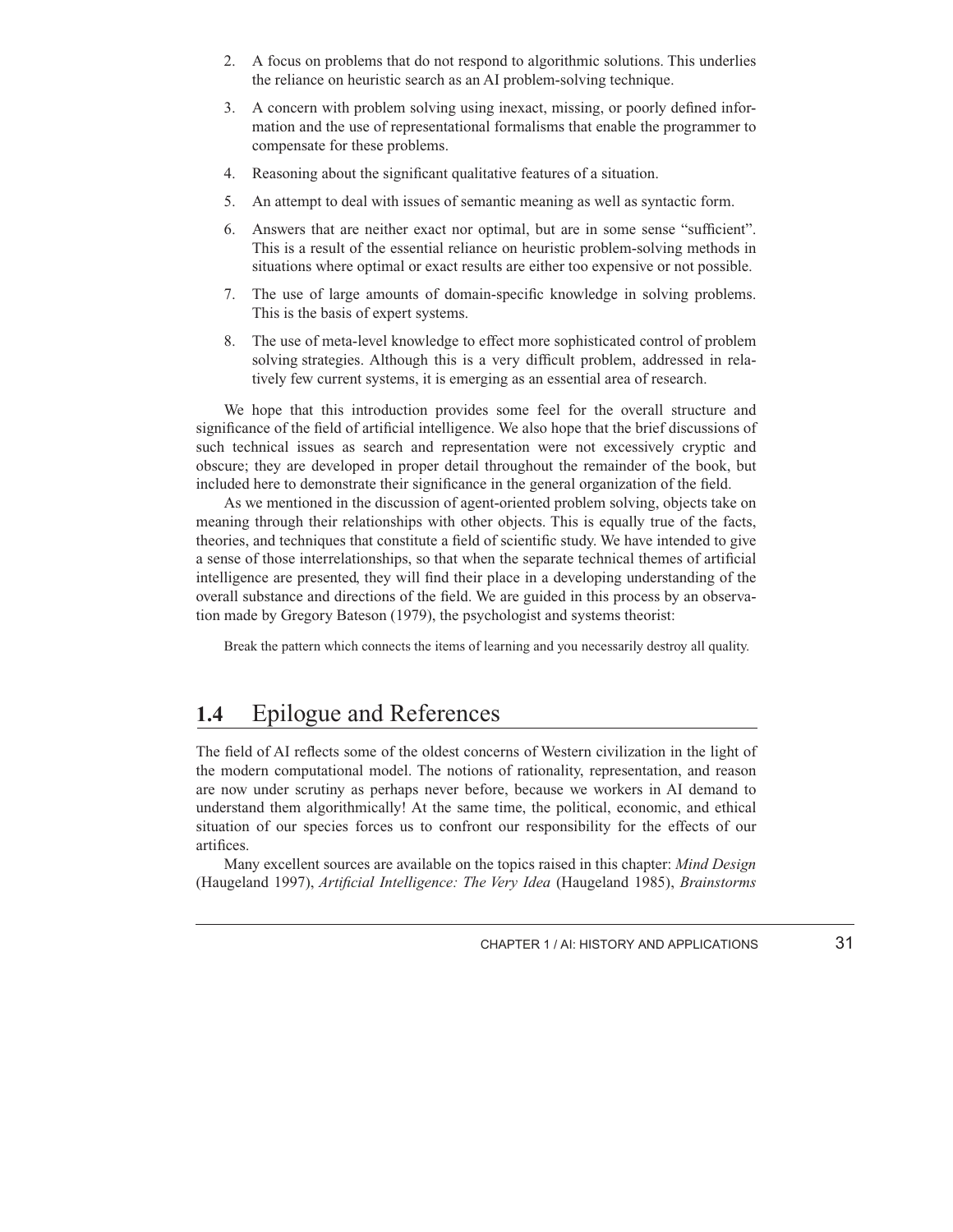2. A focus on problems that do not respond to algorithmic solutions. This underlies the reliance on heuristic search as an AI problem-solving technique.

3. A concern with problem solving using inexact, missing, or poorly defined information and the use of representational formalisms that enable the programmer to compensate for these problems.

4. Reasoning about the significant qualitative features of a situation.

5. An attempt to deal with issues of semantic meaning as well as syntactic form.

6. Answers that are neither exact nor optimal, but are in some sense "sufficient". This is a result of the essential reliance on heuristic problem-solving methods in situations where optimal or exact results are either too expensive or not possible.

7. The use of large amounts of domain-specific knowledge in solving problems. This is the basis of expert systems.

8. The use of meta-level knowledge to effect more sophisticated control of problem solving strategies. Although this is a very difficult problem, addressed in relatively few current systems, it is emerging as an essential area of research.

We hope that this introduction provides some feel for the overall structure and significance of the field of artificial intelligence. We also hope that the brief discussions of such technical issues as search and representation were not excessively cryptic and obscure; they are developed in proper detail throughout the remainder of the book, but included here to demonstrate their significance in the general organization of the field.

As we mentioned in the discussion of agent-oriented problem solving, objects take on meaning through their relationships with other objects. This is equally true of the facts, theories, and techniques that constitute a field of scientific study. We have intended to give a sense of those interrelationships, so that when the separate technical themes of artificial intelligence are presented, they will find their place in a developing understanding of the overall substance and directions of the field. We are guided in this process by an observation made by Gregory Bateson (1979), the psychologist and systems theorist:

> Break the pattern which connects the items of learning and you necessarily destroy all quality.

## 1.4 Epilogue and References

The field of AI reflects some of the oldest concerns of Western civilization in the light of the modern computational model. The notions of rationality, representation, and reason are now under scrutiny as perhaps never before, because we workers in AI demand to understand them algorithmically! At the same time, the political, economic, and ethical situation of our species forces us to confront our responsibility for the effects of our artifices.

Many excellent sources are available on the topics raised in this chapter: *Mind Design* (Haugeland 1997), *Artificial Intelligence: The Very Idea* (Haugeland 1985), *Brainstorms*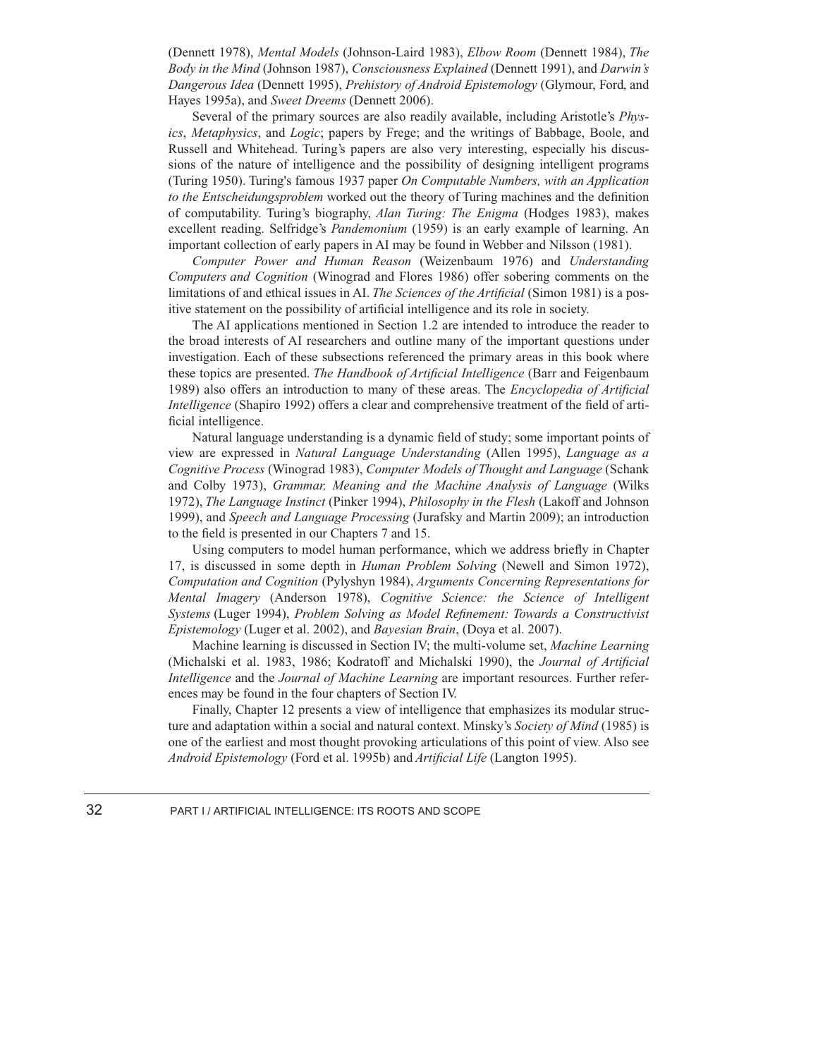(Dennett 1978), *Mental Models* (Johnson-Laird 1983), *Elbow Room* (Dennett 1984), *The Body in the Mind* (Johnson 1987), *Consciousness Explained* (Dennett 1991), and *Darwin's Dangerous Idea* (Dennett 1995), *Prehistory of Android Epistemology* (Glymour, Ford, and Hayes 1995a), and *Sweet Dreems* (Dennett 2006).

Several of the primary sources are also readily available, including Aristotle's *Physics*, *Metaphysics*, and *Logic*; papers by Frege; and the writings of Babbage, Boole, and Russell and Whitehead. Turing's papers are also very interesting, especially his discussions of the nature of intelligence and the possibility of designing intelligent programs (Turing 1950). Turing's famous 1937 paper *On Computable Numbers, with an Application to the Entscheidungsproblem* worked out the theory of Turing machines and the definition of computability. Turing's biography, *Alan Turing: The Enigma* (Hodges 1983), makes excellent reading. Selfridge's *Pandemonium* (1959) is an early example of learning. An important collection of early papers in AI may be found in Webber and Nilsson (1981).

*Computer Power and Human Reason* (Weizenbaum 1976) and *Understanding Computers and Cognition* (Winograd and Flores 1986) offer sobering comments on the limitations of and ethical issues in AI. *The Sciences of the Artificial* (Simon 1981) is a positive statement on the possibility of artificial intelligence and its role in society.

The AI applications mentioned in Section 1.2 are intended to introduce the reader to the broad interests of AI researchers and outline many of the important questions under investigation. Each of these subsections referenced the primary areas in this book where these topics are presented. *The Handbook of Artificial Intelligence* (Barr and Feigenbaum 1989) also offers an introduction to many of these areas. The *Encyclopedia of Artificial Intelligence* (Shapiro 1992) offers a clear and comprehensive treatment of the field of artificial intelligence.

Natural language understanding is a dynamic field of study; some important points of view are expressed in *Natural Language Understanding* (Allen 1995), *Language as a Cognitive Process* (Winograd 1983), *Computer Models of Thought and Language* (Schank and Colby 1973), *Grammar, Meaning and the Machine Analysis of Language* (Wilks 1972), *The Language Instinct* (Pinker 1994), *Philosophy in the Flesh* (Lakoff and Johnson 1999), and *Speech and Language Processing* (Jurafsky and Martin 2009); an introduction to the field is presented in our Chapters 7 and 15.

Using computers to model human performance, which we address briefly in Chapter 17, is discussed in some depth in *Human Problem Solving* (Newell and Simon 1972), *Computation and Cognition* (Pylyshyn 1984), *Arguments Concerning Representations for Mental Imagery* (Anderson 1978), *Cognitive Science: the Science of Intelligent Systems* (Luger 1994), *Problem Solving as Model Refinement: Towards a Constructivist Epistemology* (Luger et al. 2002), and *Bayesian Brain*, (Doya et al. 2007).

Machine learning is discussed in Section IV; the multi-volume set, *Machine Learning* (Michalski et al. 1983, 1986; Kodratoff and Michalski 1990), the *Journal of Artificial Intelligence* and the *Journal of Machine Learning* are important resources. Further references may be found in the four chapters of Section IV.

Finally, Chapter 12 presents a view of intelligence that emphasizes its modular structure and adaptation within a social and natural context. Minsky's *Society of Mind* (1985) is one of the earliest and most thought provoking articulations of this point of view. Also see *Android Epistemology* (Ford et al. 1995b) and *Artificial Life* (Langton 1995).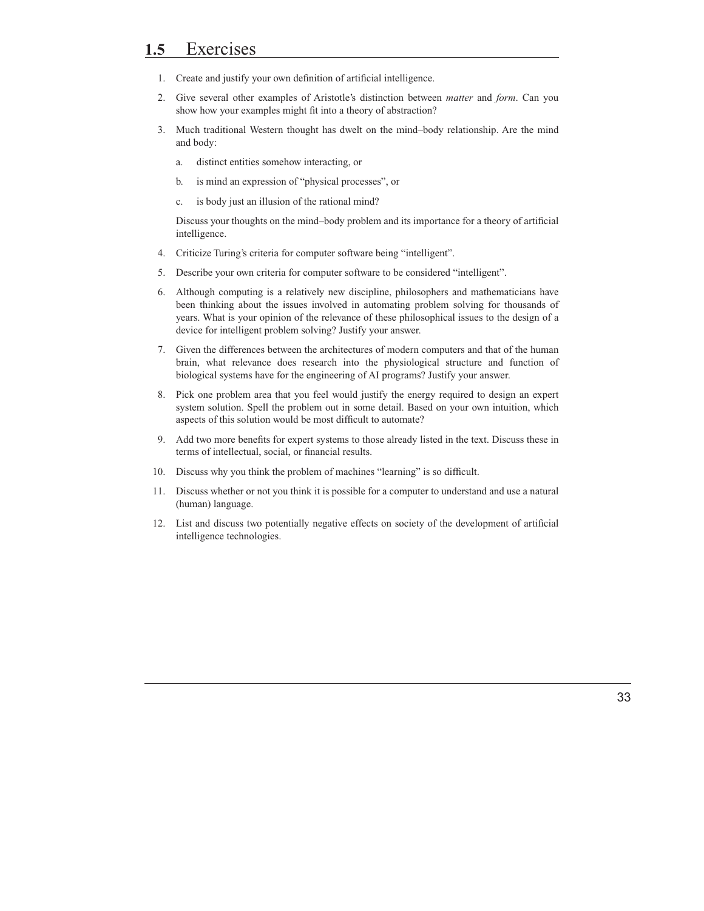## 1.5 Exercises

1. Create and justify your own definition of artificial intelligence.

2. Give several other examples of Aristotle's distinction between *matter* and *form*. Can you show how your examples might fit into a theory of abstraction?

3. Much traditional Western thought has dwelt on the mind–body relationship. Are the mind and body:

   a. distinct entities somehow interacting, or

   b. is mind an expression of "physical processes", or

   c. is body just an illusion of the rational mind?

   Discuss your thoughts on the mind–body problem and its importance for a theory of artificial intelligence.

4. Criticize Turing's criteria for computer software being "intelligent".

5. Describe your own criteria for computer software to be considered "intelligent".

6. Although computing is a relatively new discipline, philosophers and mathematicians have been thinking about the issues involved in automating problem solving for thousands of years. What is your opinion of the relevance of these philosophical issues to the design of a device for intelligent problem solving? Justify your answer.

7. Given the differences between the architectures of modern computers and that of the human brain, what relevance does research into the physiological structure and function of biological systems have for the engineering of AI programs? Justify your answer.

8. Pick one problem area that you feel would justify the energy required to design an expert system solution. Spell the problem out in some detail. Based on your own intuition, which aspects of this solution would be most difficult to automate?

9. Add two more benefits for expert systems to those already listed in the text. Discuss these in terms of intellectual, social, or financial results.

10. Discuss why you think the problem of machines "learning" is so difficult.

11. Discuss whether or not you think it is possible for a computer to understand and use a natural (human) language.

12. List and discuss two potentially negative effects on society of the development of artificial intelligence technologies.